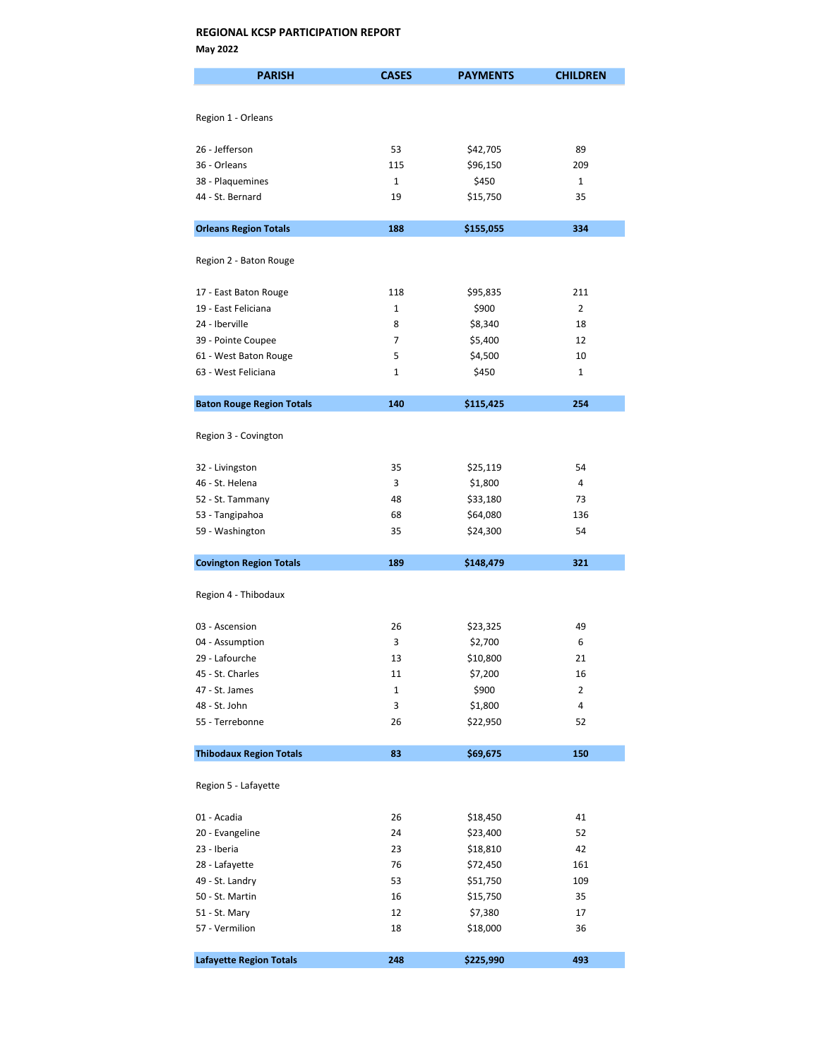**REGIONAL KCSP PARTICIPATION REPORT**

**May 2022**

| PARISH | CASES | PAYMENTS | CHILDREN |
|---|---|---|---|
| Region 1 - Orleans | | | |
| 26 - Jefferson | 53 | $42,705 | 89 |
| 36 - Orleans | 115 | $96,150 | 209 |
| 38 - Plaquemines | 1 | $450 | 1 |
| 44 - St. Bernard | 19 | $15,750 | 35 |
| **Orleans Region Totals** | **188** | **$155,055** | **334** |
| Region 2 - Baton Rouge | | | |
| 17 - East Baton Rouge | 118 | $95,835 | 211 |
| 19 - East Feliciana | 1 | $900 | 2 |
| 24 - Iberville | 8 | $8,340 | 18 |
| 39 - Pointe Coupee | 7 | $5,400 | 12 |
| 61 - West Baton Rouge | 5 | $4,500 | 10 |
| 63 - West Feliciana | 1 | $450 | 1 |
| **Baton Rouge Region Totals** | **140** | **$115,425** | **254** |
| Region 3 - Covington | | | |
| 32 - Livingston | 35 | $25,119 | 54 |
| 46 - St. Helena | 3 | $1,800 | 4 |
| 52 - St. Tammany | 48 | $33,180 | 73 |
| 53 - Tangipahoa | 68 | $64,080 | 136 |
| 59 - Washington | 35 | $24,300 | 54 |
| **Covington Region Totals** | **189** | **$148,479** | **321** |
| Region 4 - Thibodaux | | | |
| 03 - Ascension | 26 | $23,325 | 49 |
| 04 - Assumption | 3 | $2,700 | 6 |
| 29 - Lafourche | 13 | $10,800 | 21 |
| 45 - St. Charles | 11 | $7,200 | 16 |
| 47 - St. James | 1 | $900 | 2 |
| 48 - St. John | 3 | $1,800 | 4 |
| 55 - Terrebonne | 26 | $22,950 | 52 |
| **Thibodaux Region Totals** | **83** | **$69,675** | **150** |
| Region 5 - Lafayette | | | |
| 01 - Acadia | 26 | $18,450 | 41 |
| 20 - Evangeline | 24 | $23,400 | 52 |
| 23 - Iberia | 23 | $18,810 | 42 |
| 28 - Lafayette | 76 | $72,450 | 161 |
| 49 - St. Landry | 53 | $51,750 | 109 |
| 50 - St. Martin | 16 | $15,750 | 35 |
| 51 - St. Mary | 12 | $7,380 | 17 |
| 57 - Vermilion | 18 | $18,000 | 36 |
| **Lafayette Region Totals** | **248** | **$225,990** | **493** |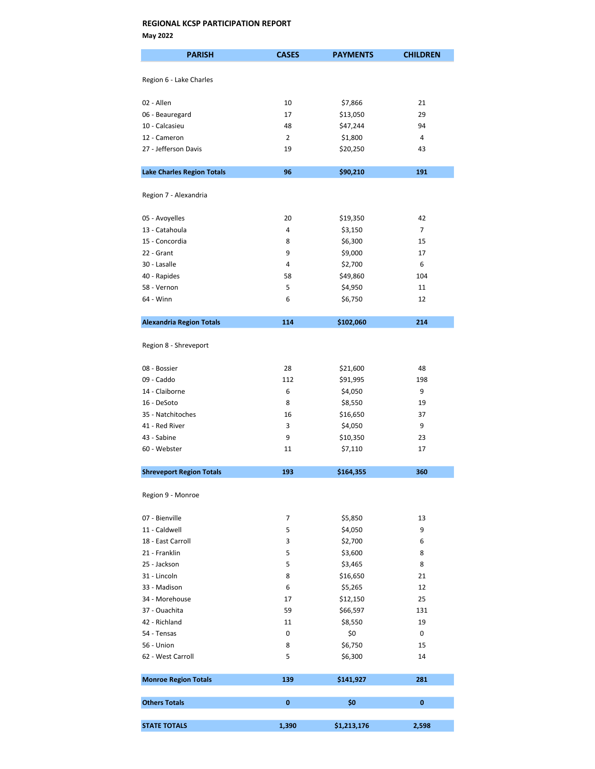**REGIONAL KCSP PARTICIPATION REPORT**

**May 2022**

| PARISH | CASES | PAYMENTS | CHILDREN |
|---|---|---|---|
| Region 6 - Lake Charles | | | |
| 02 - Allen | 10 | $7,866 | 21 |
| 06 - Beauregard | 17 | $13,050 | 29 |
| 10 - Calcasieu | 48 | $47,244 | 94 |
| 12 - Cameron | 2 | $1,800 | 4 |
| 27 - Jefferson Davis | 19 | $20,250 | 43 |
| **Lake Charles Region Totals** | **96** | **$90,210** | **191** |
| Region 7 - Alexandria | | | |
| 05 - Avoyelles | 20 | $19,350 | 42 |
| 13 - Catahoula | 4 | $3,150 | 7 |
| 15 - Concordia | 8 | $6,300 | 15 |
| 22 - Grant | 9 | $9,000 | 17 |
| 30 - Lasalle | 4 | $2,700 | 6 |
| 40 - Rapides | 58 | $49,860 | 104 |
| 58 - Vernon | 5 | $4,950 | 11 |
| 64 - Winn | 6 | $6,750 | 12 |
| **Alexandria Region Totals** | **114** | **$102,060** | **214** |
| Region 8 - Shreveport | | | |
| 08 - Bossier | 28 | $21,600 | 48 |
| 09 - Caddo | 112 | $91,995 | 198 |
| 14 - Claiborne | 6 | $4,050 | 9 |
| 16 - DeSoto | 8 | $8,550 | 19 |
| 35 - Natchitoches | 16 | $16,650 | 37 |
| 41 - Red River | 3 | $4,050 | 9 |
| 43 - Sabine | 9 | $10,350 | 23 |
| 60 - Webster | 11 | $7,110 | 17 |
| **Shreveport Region Totals** | **193** | **$164,355** | **360** |
| Region 9 - Monroe | | | |
| 07 - Bienville | 7 | $5,850 | 13 |
| 11 - Caldwell | 5 | $4,050 | 9 |
| 18 - East Carroll | 3 | $2,700 | 6 |
| 21 - Franklin | 5 | $3,600 | 8 |
| 25 - Jackson | 5 | $3,465 | 8 |
| 31 - Lincoln | 8 | $16,650 | 21 |
| 33 - Madison | 6 | $5,265 | 12 |
| 34 - Morehouse | 17 | $12,150 | 25 |
| 37 - Ouachita | 59 | $66,597 | 131 |
| 42 - Richland | 11 | $8,550 | 19 |
| 54 - Tensas | 0 | $0 | 0 |
| 56 - Union | 8 | $6,750 | 15 |
| 62 - West Carroll | 5 | $6,300 | 14 |
| **Monroe Region Totals** | **139** | **$141,927** | **281** |
| **Others Totals** | **0** | **$0** | **0** |
| **STATE TOTALS** | **1,390** | **$1,213,176** | **2,598** |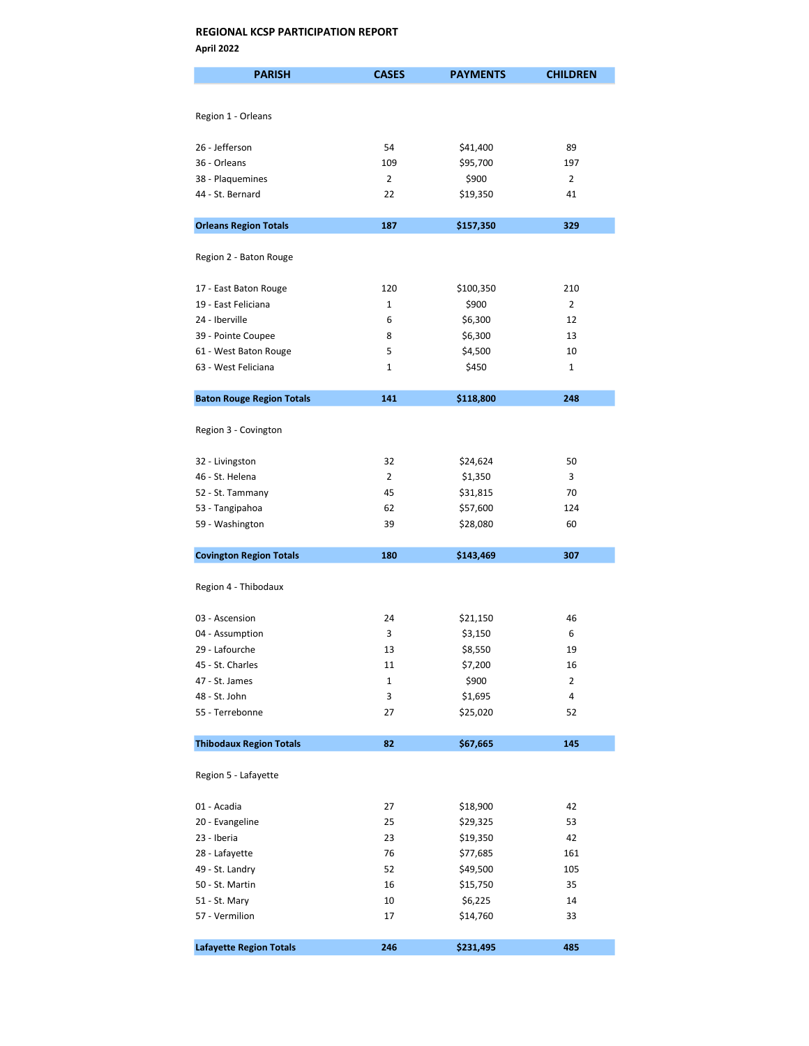**REGIONAL KCSP PARTICIPATION REPORT**

**April 2022**

| PARISH | CASES | PAYMENTS | CHILDREN |
|---|---|---|---|
| Region 1 - Orleans | | | |
| 26 - Jefferson | 54 | $41,400 | 89 |
| 36 - Orleans | 109 | $95,700 | 197 |
| 38 - Plaquemines | 2 | $900 | 2 |
| 44 - St. Bernard | 22 | $19,350 | 41 |
| **Orleans Region Totals** | **187** | **$157,350** | **329** |
| Region 2 - Baton Rouge | | | |
| 17 - East Baton Rouge | 120 | $100,350 | 210 |
| 19 - East Feliciana | 1 | $900 | 2 |
| 24 - Iberville | 6 | $6,300 | 12 |
| 39 - Pointe Coupee | 8 | $6,300 | 13 |
| 61 - West Baton Rouge | 5 | $4,500 | 10 |
| 63 - West Feliciana | 1 | $450 | 1 |
| **Baton Rouge Region Totals** | **141** | **$118,800** | **248** |
| Region 3 - Covington | | | |
| 32 - Livingston | 32 | $24,624 | 50 |
| 46 - St. Helena | 2 | $1,350 | 3 |
| 52 - St. Tammany | 45 | $31,815 | 70 |
| 53 - Tangipahoa | 62 | $57,600 | 124 |
| 59 - Washington | 39 | $28,080 | 60 |
| **Covington Region Totals** | **180** | **$143,469** | **307** |
| Region 4 - Thibodaux | | | |
| 03 - Ascension | 24 | $21,150 | 46 |
| 04 - Assumption | 3 | $3,150 | 6 |
| 29 - Lafourche | 13 | $8,550 | 19 |
| 45 - St. Charles | 11 | $7,200 | 16 |
| 47 - St. James | 1 | $900 | 2 |
| 48 - St. John | 3 | $1,695 | 4 |
| 55 - Terrebonne | 27 | $25,020 | 52 |
| **Thibodaux Region Totals** | **82** | **$67,665** | **145** |
| Region 5 - Lafayette | | | |
| 01 - Acadia | 27 | $18,900 | 42 |
| 20 - Evangeline | 25 | $29,325 | 53 |
| 23 - Iberia | 23 | $19,350 | 42 |
| 28 - Lafayette | 76 | $77,685 | 161 |
| 49 - St. Landry | 52 | $49,500 | 105 |
| 50 - St. Martin | 16 | $15,750 | 35 |
| 51 - St. Mary | 10 | $6,225 | 14 |
| 57 - Vermilion | 17 | $14,760 | 33 |
| **Lafayette Region Totals** | **246** | **$231,495** | **485** |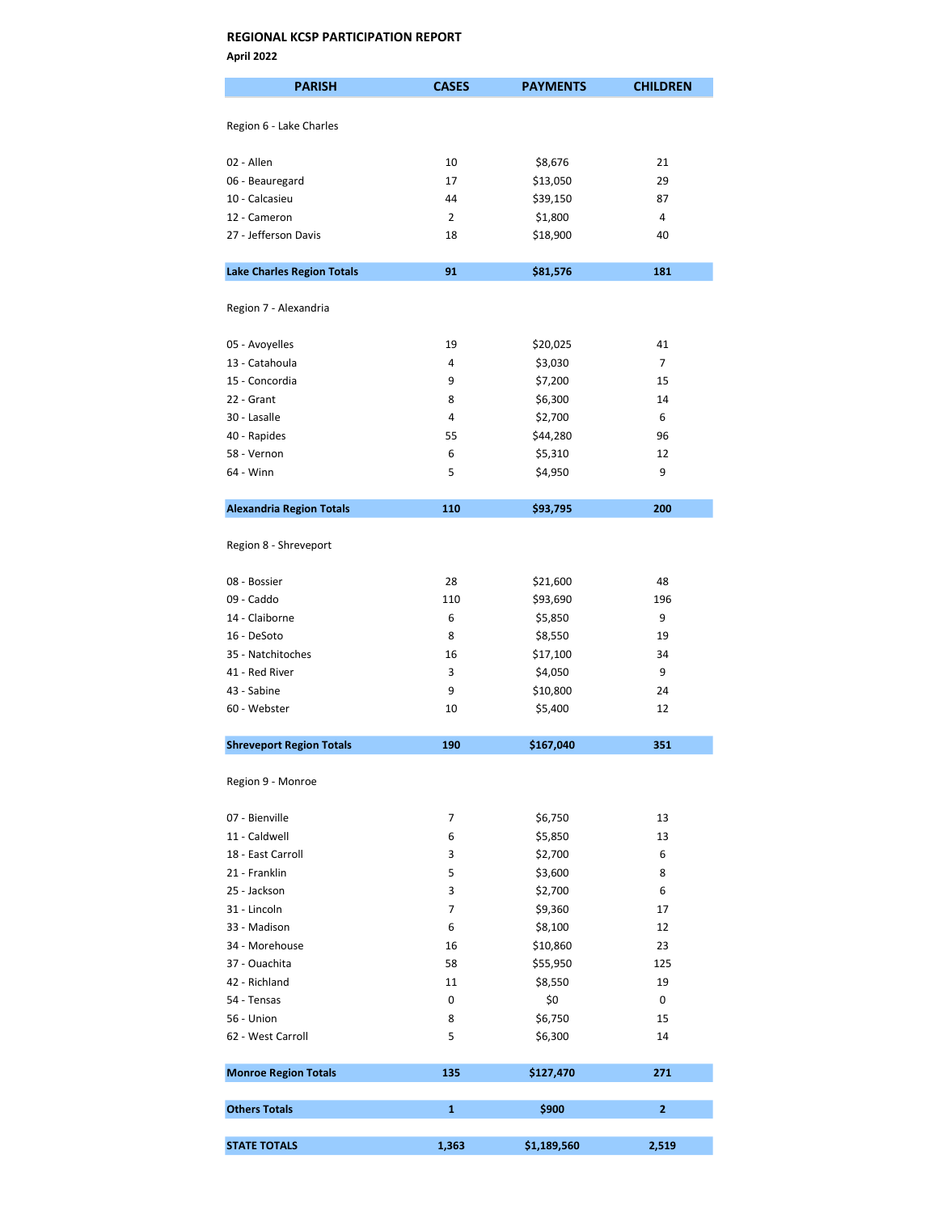**REGIONAL KCSP PARTICIPATION REPORT**

**April 2022**

| PARISH | CASES | PAYMENTS | CHILDREN |
|---|---|---|---|
| Region 6 - Lake Charles | | | |
| 02 - Allen | 10 | $8,676 | 21 |
| 06 - Beauregard | 17 | $13,050 | 29 |
| 10 - Calcasieu | 44 | $39,150 | 87 |
| 12 - Cameron | 2 | $1,800 | 4 |
| 27 - Jefferson Davis | 18 | $18,900 | 40 |
| **Lake Charles Region Totals** | **91** | **$81,576** | **181** |
| Region 7 - Alexandria | | | |
| 05 - Avoyelles | 19 | $20,025 | 41 |
| 13 - Catahoula | 4 | $3,030 | 7 |
| 15 - Concordia | 9 | $7,200 | 15 |
| 22 - Grant | 8 | $6,300 | 14 |
| 30 - Lasalle | 4 | $2,700 | 6 |
| 40 - Rapides | 55 | $44,280 | 96 |
| 58 - Vernon | 6 | $5,310 | 12 |
| 64 - Winn | 5 | $4,950 | 9 |
| **Alexandria Region Totals** | **110** | **$93,795** | **200** |
| Region 8 - Shreveport | | | |
| 08 - Bossier | 28 | $21,600 | 48 |
| 09 - Caddo | 110 | $93,690 | 196 |
| 14 - Claiborne | 6 | $5,850 | 9 |
| 16 - DeSoto | 8 | $8,550 | 19 |
| 35 - Natchitoches | 16 | $17,100 | 34 |
| 41 - Red River | 3 | $4,050 | 9 |
| 43 - Sabine | 9 | $10,800 | 24 |
| 60 - Webster | 10 | $5,400 | 12 |
| **Shreveport Region Totals** | **190** | **$167,040** | **351** |
| Region 9 - Monroe | | | |
| 07 - Bienville | 7 | $6,750 | 13 |
| 11 - Caldwell | 6 | $5,850 | 13 |
| 18 - East Carroll | 3 | $2,700 | 6 |
| 21 - Franklin | 5 | $3,600 | 8 |
| 25 - Jackson | 3 | $2,700 | 6 |
| 31 - Lincoln | 7 | $9,360 | 17 |
| 33 - Madison | 6 | $8,100 | 12 |
| 34 - Morehouse | 16 | $10,860 | 23 |
| 37 - Ouachita | 58 | $55,950 | 125 |
| 42 - Richland | 11 | $8,550 | 19 |
| 54 - Tensas | 0 | $0 | 0 |
| 56 - Union | 8 | $6,750 | 15 |
| 62 - West Carroll | 5 | $6,300 | 14 |
| **Monroe Region Totals** | **135** | **$127,470** | **271** |
| **Others Totals** | **1** | **$900** | **2** |
| **STATE TOTALS** | **1,363** | **$1,189,560** | **2,519** |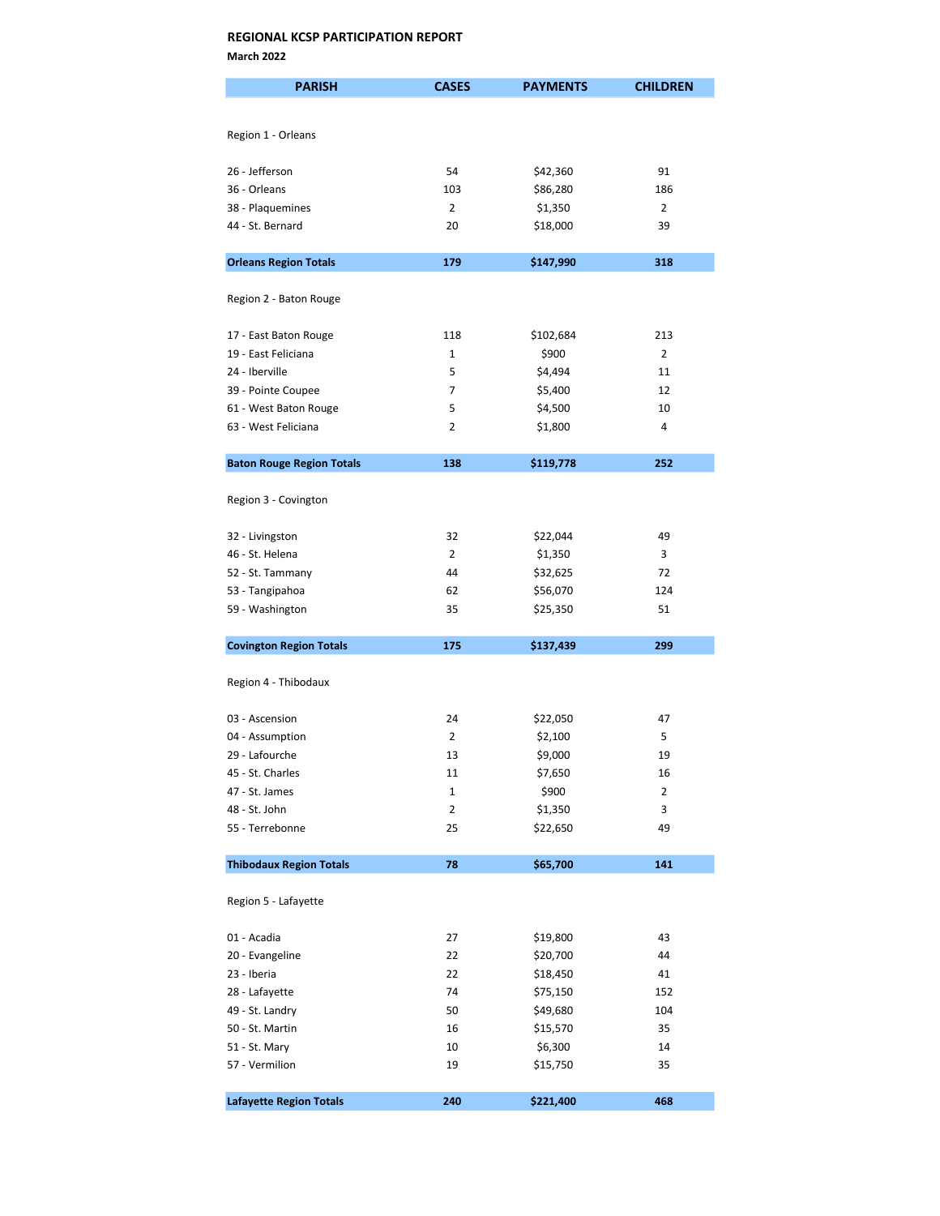**REGIONAL KCSP PARTICIPATION REPORT**

**March 2022**

| PARISH | CASES | PAYMENTS | CHILDREN |
|---|---|---|---|
| Region 1 - Orleans | | | |
| 26 - Jefferson | 54 | $42,360 | 91 |
| 36 - Orleans | 103 | $86,280 | 186 |
| 38 - Plaquemines | 2 | $1,350 | 2 |
| 44 - St. Bernard | 20 | $18,000 | 39 |
| **Orleans Region Totals** | **179** | **$147,990** | **318** |
| Region 2 - Baton Rouge | | | |
| 17 - East Baton Rouge | 118 | $102,684 | 213 |
| 19 - East Feliciana | 1 | $900 | 2 |
| 24 - Iberville | 5 | $4,494 | 11 |
| 39 - Pointe Coupee | 7 | $5,400 | 12 |
| 61 - West Baton Rouge | 5 | $4,500 | 10 |
| 63 - West Feliciana | 2 | $1,800 | 4 |
| **Baton Rouge Region Totals** | **138** | **$119,778** | **252** |
| Region 3 - Covington | | | |
| 32 - Livingston | 32 | $22,044 | 49 |
| 46 - St. Helena | 2 | $1,350 | 3 |
| 52 - St. Tammany | 44 | $32,625 | 72 |
| 53 - Tangipahoa | 62 | $56,070 | 124 |
| 59 - Washington | 35 | $25,350 | 51 |
| **Covington Region Totals** | **175** | **$137,439** | **299** |
| Region 4 - Thibodaux | | | |
| 03 - Ascension | 24 | $22,050 | 47 |
| 04 - Assumption | 2 | $2,100 | 5 |
| 29 - Lafourche | 13 | $9,000 | 19 |
| 45 - St. Charles | 11 | $7,650 | 16 |
| 47 - St. James | 1 | $900 | 2 |
| 48 - St. John | 2 | $1,350 | 3 |
| 55 - Terrebonne | 25 | $22,650 | 49 |
| **Thibodaux Region Totals** | **78** | **$65,700** | **141** |
| Region 5 - Lafayette | | | |
| 01 - Acadia | 27 | $19,800 | 43 |
| 20 - Evangeline | 22 | $20,700 | 44 |
| 23 - Iberia | 22 | $18,450 | 41 |
| 28 - Lafayette | 74 | $75,150 | 152 |
| 49 - St. Landry | 50 | $49,680 | 104 |
| 50 - St. Martin | 16 | $15,570 | 35 |
| 51 - St. Mary | 10 | $6,300 | 14 |
| 57 - Vermilion | 19 | $15,750 | 35 |
| **Lafayette Region Totals** | **240** | **$221,400** | **468** |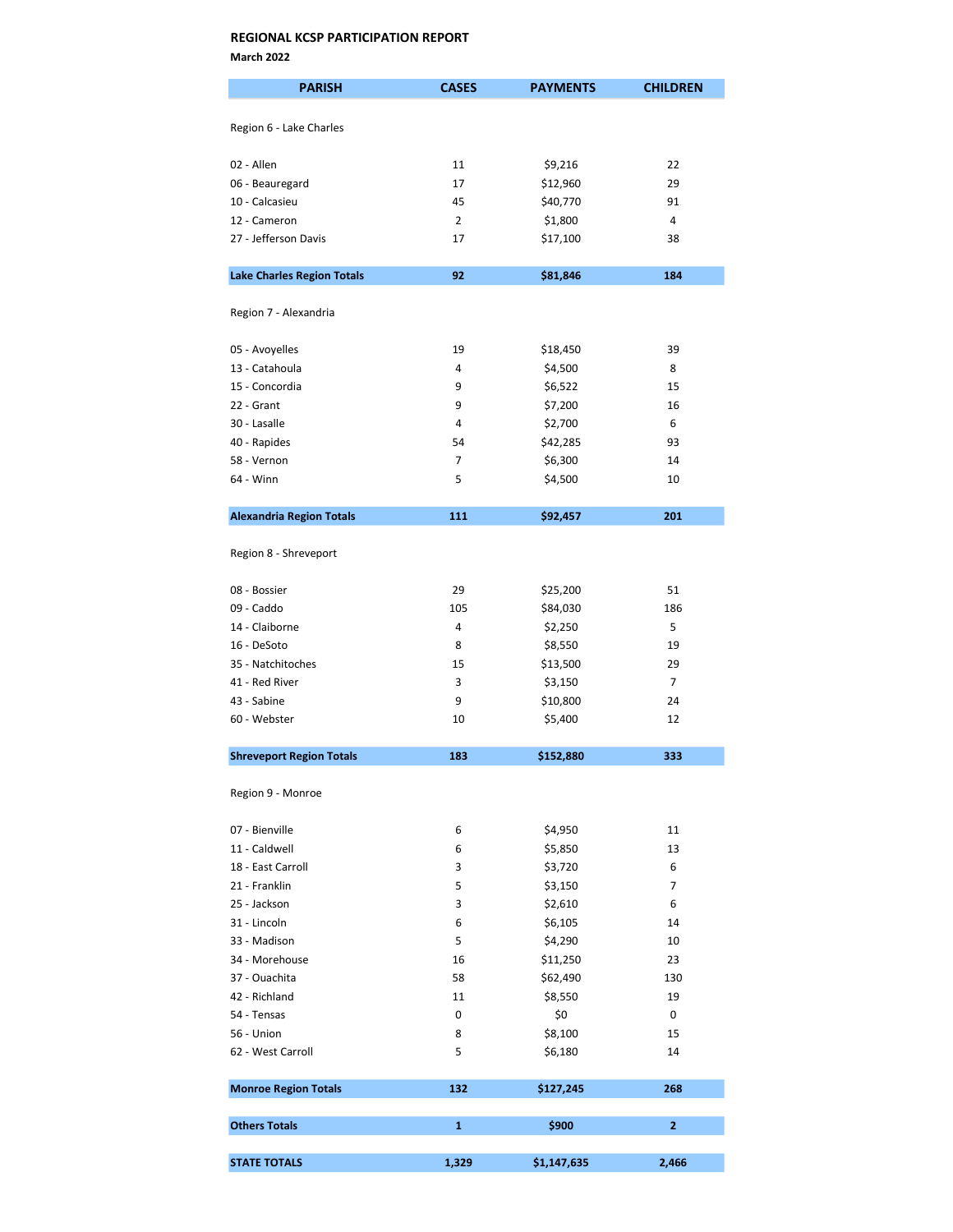**REGIONAL KCSP PARTICIPATION REPORT**

**March 2022**

| PARISH | CASES | PAYMENTS | CHILDREN |
|---|---|---|---|
| Region 6 - Lake Charles | | | |
| 02 - Allen | 11 | $9,216 | 22 |
| 06 - Beauregard | 17 | $12,960 | 29 |
| 10 - Calcasieu | 45 | $40,770 | 91 |
| 12 - Cameron | 2 | $1,800 | 4 |
| 27 - Jefferson Davis | 17 | $17,100 | 38 |
| **Lake Charles Region Totals** | **92** | **$81,846** | **184** |
| Region 7 - Alexandria | | | |
| 05 - Avoyelles | 19 | $18,450 | 39 |
| 13 - Catahoula | 4 | $4,500 | 8 |
| 15 - Concordia | 9 | $6,522 | 15 |
| 22 - Grant | 9 | $7,200 | 16 |
| 30 - Lasalle | 4 | $2,700 | 6 |
| 40 - Rapides | 54 | $42,285 | 93 |
| 58 - Vernon | 7 | $6,300 | 14 |
| 64 - Winn | 5 | $4,500 | 10 |
| **Alexandria Region Totals** | **111** | **$92,457** | **201** |
| Region 8 - Shreveport | | | |
| 08 - Bossier | 29 | $25,200 | 51 |
| 09 - Caddo | 105 | $84,030 | 186 |
| 14 - Claiborne | 4 | $2,250 | 5 |
| 16 - DeSoto | 8 | $8,550 | 19 |
| 35 - Natchitoches | 15 | $13,500 | 29 |
| 41 - Red River | 3 | $3,150 | 7 |
| 43 - Sabine | 9 | $10,800 | 24 |
| 60 - Webster | 10 | $5,400 | 12 |
| **Shreveport Region Totals** | **183** | **$152,880** | **333** |
| Region 9 - Monroe | | | |
| 07 - Bienville | 6 | $4,950 | 11 |
| 11 - Caldwell | 6 | $5,850 | 13 |
| 18 - East Carroll | 3 | $3,720 | 6 |
| 21 - Franklin | 5 | $3,150 | 7 |
| 25 - Jackson | 3 | $2,610 | 6 |
| 31 - Lincoln | 6 | $6,105 | 14 |
| 33 - Madison | 5 | $4,290 | 10 |
| 34 - Morehouse | 16 | $11,250 | 23 |
| 37 - Ouachita | 58 | $62,490 | 130 |
| 42 - Richland | 11 | $8,550 | 19 |
| 54 - Tensas | 0 | $0 | 0 |
| 56 - Union | 8 | $8,100 | 15 |
| 62 - West Carroll | 5 | $6,180 | 14 |
| **Monroe Region Totals** | **132** | **$127,245** | **268** |
| **Others Totals** | **1** | **$900** | **2** |
| **STATE TOTALS** | **1,329** | **$1,147,635** | **2,466** |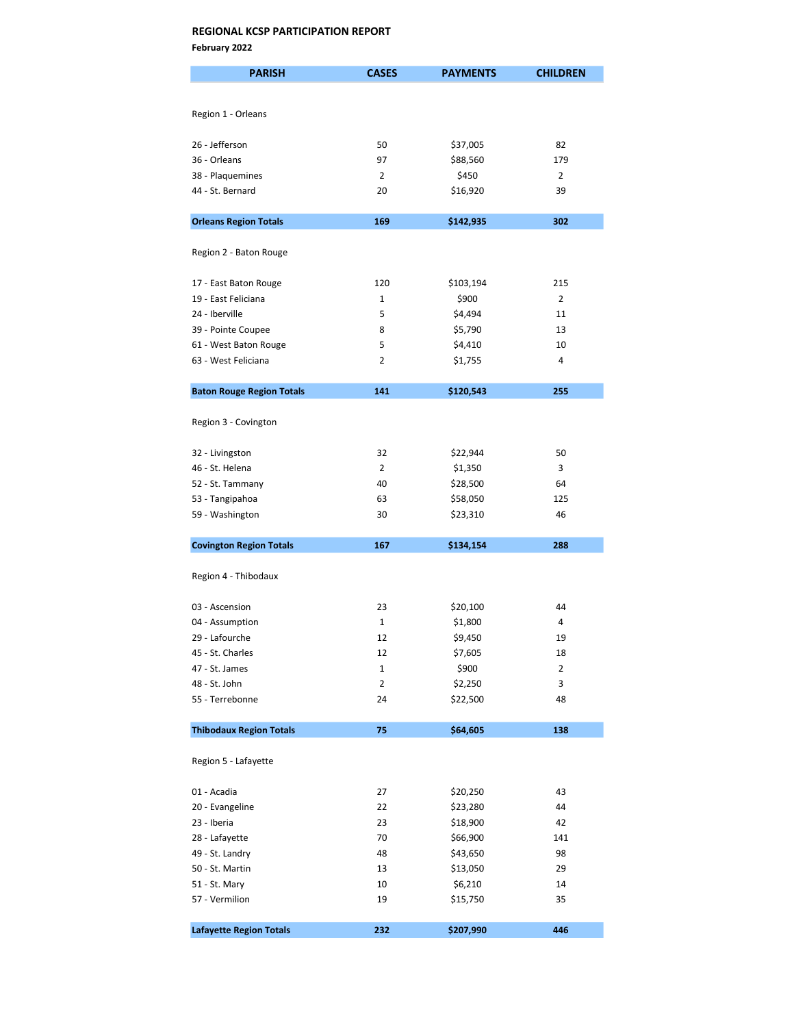## REGIONAL KCSP PARTICIPATION REPORT

**February 2022**

| PARISH | CASES | PAYMENTS | CHILDREN |
|---|---|---|---|
| Region 1 - Orleans | | | |
| 26 - Jefferson | 50 | $37,005 | 82 |
| 36 - Orleans | 97 | $88,560 | 179 |
| 38 - Plaquemines | 2 | $450 | 2 |
| 44 - St. Bernard | 20 | $16,920 | 39 |
| **Orleans Region Totals** | **169** | **$142,935** | **302** |
| Region 2 - Baton Rouge | | | |
| 17 - East Baton Rouge | 120 | $103,194 | 215 |
| 19 - East Feliciana | 1 | $900 | 2 |
| 24 - Iberville | 5 | $4,494 | 11 |
| 39 - Pointe Coupee | 8 | $5,790 | 13 |
| 61 - West Baton Rouge | 5 | $4,410 | 10 |
| 63 - West Feliciana | 2 | $1,755 | 4 |
| **Baton Rouge Region Totals** | **141** | **$120,543** | **255** |
| Region 3 - Covington | | | |
| 32 - Livingston | 32 | $22,944 | 50 |
| 46 - St. Helena | 2 | $1,350 | 3 |
| 52 - St. Tammany | 40 | $28,500 | 64 |
| 53 - Tangipahoa | 63 | $58,050 | 125 |
| 59 - Washington | 30 | $23,310 | 46 |
| **Covington Region Totals** | **167** | **$134,154** | **288** |
| Region 4 - Thibodaux | | | |
| 03 - Ascension | 23 | $20,100 | 44 |
| 04 - Assumption | 1 | $1,800 | 4 |
| 29 - Lafourche | 12 | $9,450 | 19 |
| 45 - St. Charles | 12 | $7,605 | 18 |
| 47 - St. James | 1 | $900 | 2 |
| 48 - St. John | 2 | $2,250 | 3 |
| 55 - Terrebonne | 24 | $22,500 | 48 |
| **Thibodaux Region Totals** | **75** | **$64,605** | **138** |
| Region 5 - Lafayette | | | |
| 01 - Acadia | 27 | $20,250 | 43 |
| 20 - Evangeline | 22 | $23,280 | 44 |
| 23 - Iberia | 23 | $18,900 | 42 |
| 28 - Lafayette | 70 | $66,900 | 141 |
| 49 - St. Landry | 48 | $43,650 | 98 |
| 50 - St. Martin | 13 | $13,050 | 29 |
| 51 - St. Mary | 10 | $6,210 | 14 |
| 57 - Vermilion | 19 | $15,750 | 35 |
| **Lafayette Region Totals** | **232** | **$207,990** | **446** |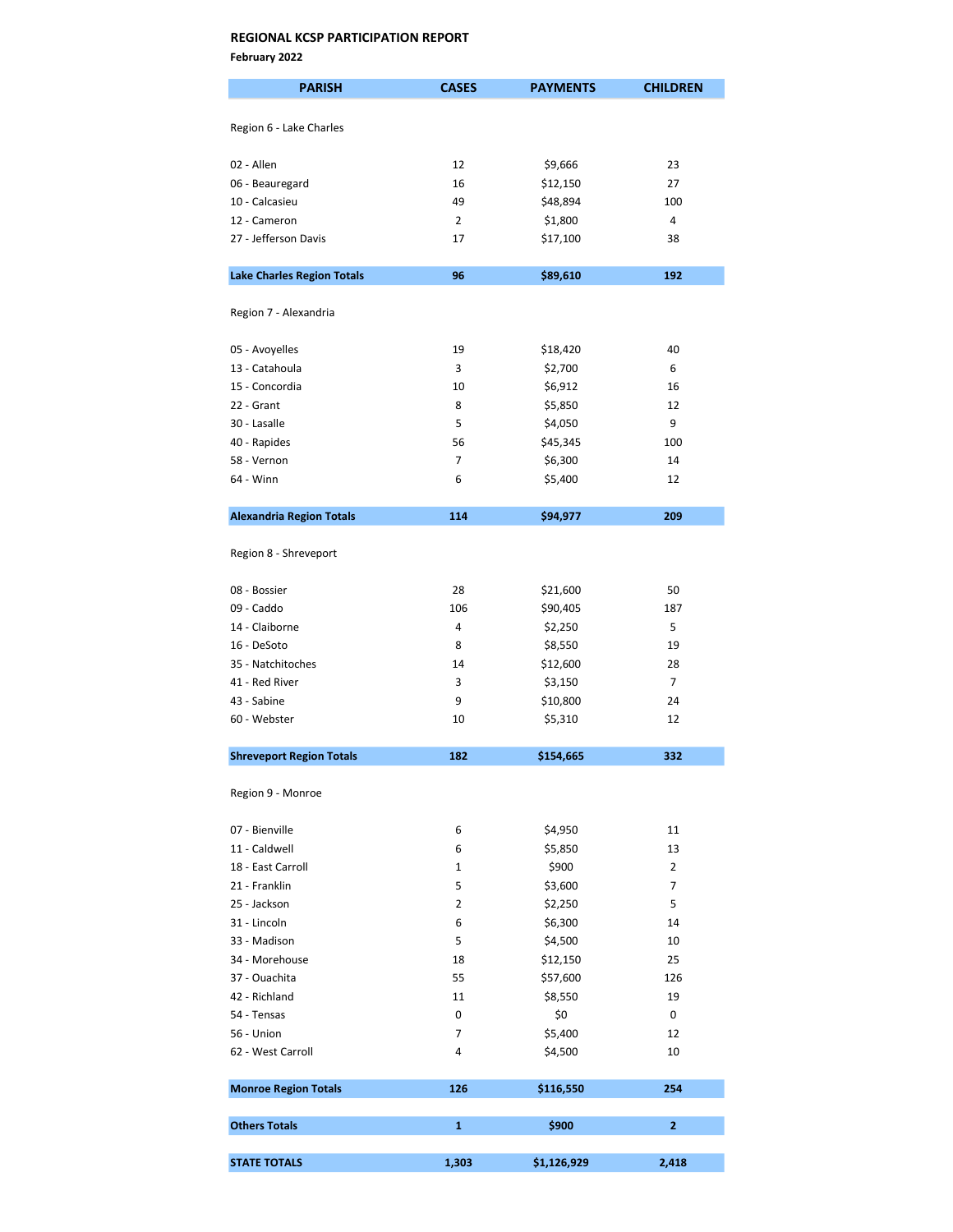**REGIONAL KCSP PARTICIPATION REPORT**

**February 2022**

| PARISH | CASES | PAYMENTS | CHILDREN |
|---|---|---|---|
| Region 6 - Lake Charles | | | |
| 02 - Allen | 12 | $9,666 | 23 |
| 06 - Beauregard | 16 | $12,150 | 27 |
| 10 - Calcasieu | 49 | $48,894 | 100 |
| 12 - Cameron | 2 | $1,800 | 4 |
| 27 - Jefferson Davis | 17 | $17,100 | 38 |
| **Lake Charles Region Totals** | **96** | **$89,610** | **192** |
| Region 7 - Alexandria | | | |
| 05 - Avoyelles | 19 | $18,420 | 40 |
| 13 - Catahoula | 3 | $2,700 | 6 |
| 15 - Concordia | 10 | $6,912 | 16 |
| 22 - Grant | 8 | $5,850 | 12 |
| 30 - Lasalle | 5 | $4,050 | 9 |
| 40 - Rapides | 56 | $45,345 | 100 |
| 58 - Vernon | 7 | $6,300 | 14 |
| 64 - Winn | 6 | $5,400 | 12 |
| **Alexandria Region Totals** | **114** | **$94,977** | **209** |
| Region 8 - Shreveport | | | |
| 08 - Bossier | 28 | $21,600 | 50 |
| 09 - Caddo | 106 | $90,405 | 187 |
| 14 - Claiborne | 4 | $2,250 | 5 |
| 16 - DeSoto | 8 | $8,550 | 19 |
| 35 - Natchitoches | 14 | $12,600 | 28 |
| 41 - Red River | 3 | $3,150 | 7 |
| 43 - Sabine | 9 | $10,800 | 24 |
| 60 - Webster | 10 | $5,310 | 12 |
| **Shreveport Region Totals** | **182** | **$154,665** | **332** |
| Region 9 - Monroe | | | |
| 07 - Bienville | 6 | $4,950 | 11 |
| 11 - Caldwell | 6 | $5,850 | 13 |
| 18 - East Carroll | 1 | $900 | 2 |
| 21 - Franklin | 5 | $3,600 | 7 |
| 25 - Jackson | 2 | $2,250 | 5 |
| 31 - Lincoln | 6 | $6,300 | 14 |
| 33 - Madison | 5 | $4,500 | 10 |
| 34 - Morehouse | 18 | $12,150 | 25 |
| 37 - Ouachita | 55 | $57,600 | 126 |
| 42 - Richland | 11 | $8,550 | 19 |
| 54 - Tensas | 0 | $0 | 0 |
| 56 - Union | 7 | $5,400 | 12 |
| 62 - West Carroll | 4 | $4,500 | 10 |
| **Monroe Region Totals** | **126** | **$116,550** | **254** |
| **Others Totals** | **1** | **$900** | **2** |
| **STATE TOTALS** | **1,303** | **$1,126,929** | **2,418** |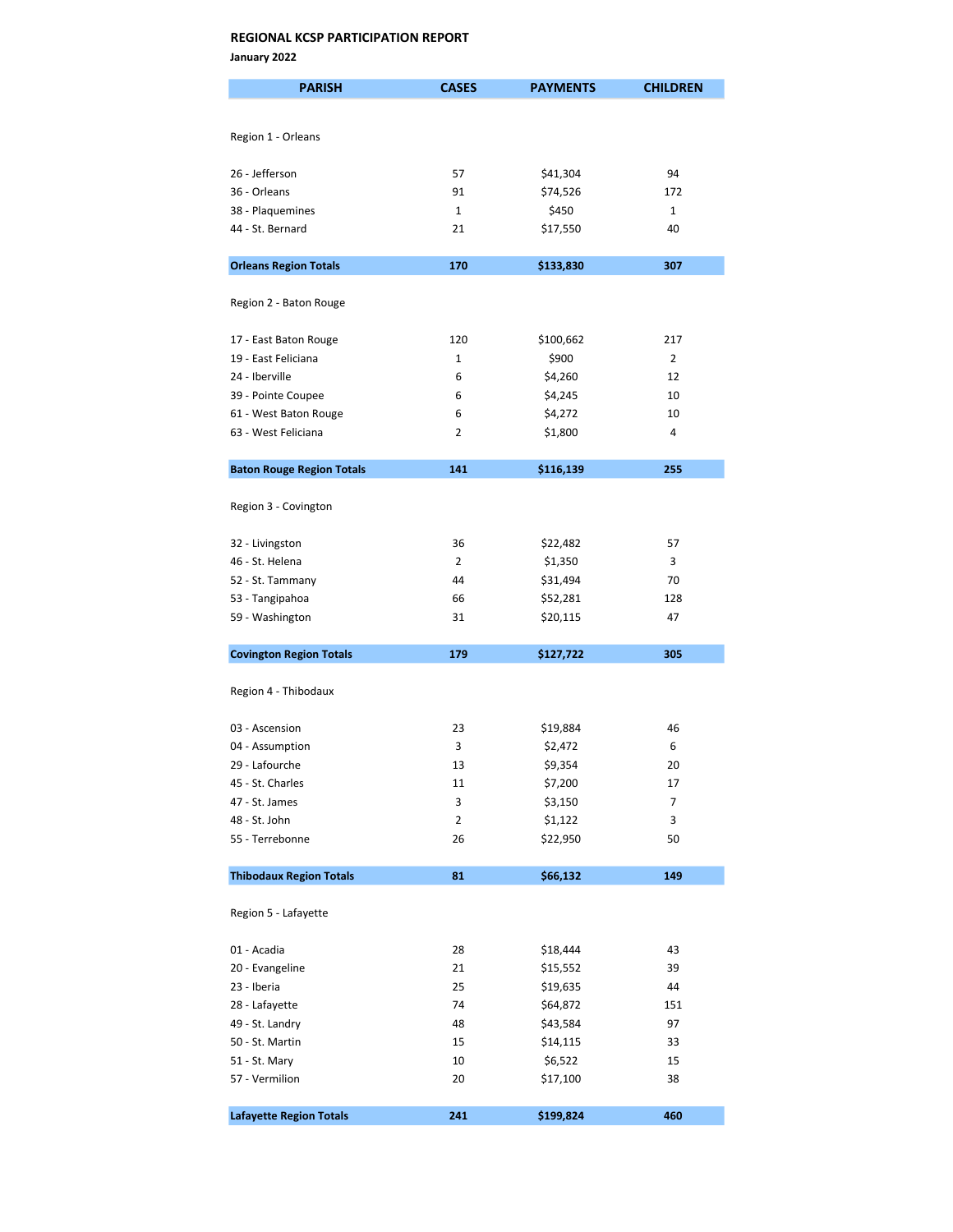**REGIONAL KCSP PARTICIPATION REPORT**

**January 2022**

| PARISH | CASES | PAYMENTS | CHILDREN |
|---|---|---|---|
| Region 1 - Orleans | | | |
| 26 - Jefferson | 57 | $41,304 | 94 |
| 36 - Orleans | 91 | $74,526 | 172 |
| 38 - Plaquemines | 1 | $450 | 1 |
| 44 - St. Bernard | 21 | $17,550 | 40 |
| **Orleans Region Totals** | **170** | **$133,830** | **307** |
| Region 2 - Baton Rouge | | | |
| 17 - East Baton Rouge | 120 | $100,662 | 217 |
| 19 - East Feliciana | 1 | $900 | 2 |
| 24 - Iberville | 6 | $4,260 | 12 |
| 39 - Pointe Coupee | 6 | $4,245 | 10 |
| 61 - West Baton Rouge | 6 | $4,272 | 10 |
| 63 - West Feliciana | 2 | $1,800 | 4 |
| **Baton Rouge Region Totals** | **141** | **$116,139** | **255** |
| Region 3 - Covington | | | |
| 32 - Livingston | 36 | $22,482 | 57 |
| 46 - St. Helena | 2 | $1,350 | 3 |
| 52 - St. Tammany | 44 | $31,494 | 70 |
| 53 - Tangipahoa | 66 | $52,281 | 128 |
| 59 - Washington | 31 | $20,115 | 47 |
| **Covington Region Totals** | **179** | **$127,722** | **305** |
| Region 4 - Thibodaux | | | |
| 03 - Ascension | 23 | $19,884 | 46 |
| 04 - Assumption | 3 | $2,472 | 6 |
| 29 - Lafourche | 13 | $9,354 | 20 |
| 45 - St. Charles | 11 | $7,200 | 17 |
| 47 - St. James | 3 | $3,150 | 7 |
| 48 - St. John | 2 | $1,122 | 3 |
| 55 - Terrebonne | 26 | $22,950 | 50 |
| **Thibodaux Region Totals** | **81** | **$66,132** | **149** |
| Region 5 - Lafayette | | | |
| 01 - Acadia | 28 | $18,444 | 43 |
| 20 - Evangeline | 21 | $15,552 | 39 |
| 23 - Iberia | 25 | $19,635 | 44 |
| 28 - Lafayette | 74 | $64,872 | 151 |
| 49 - St. Landry | 48 | $43,584 | 97 |
| 50 - St. Martin | 15 | $14,115 | 33 |
| 51 - St. Mary | 10 | $6,522 | 15 |
| 57 - Vermilion | 20 | $17,100 | 38 |
| **Lafayette Region Totals** | **241** | **$199,824** | **460** |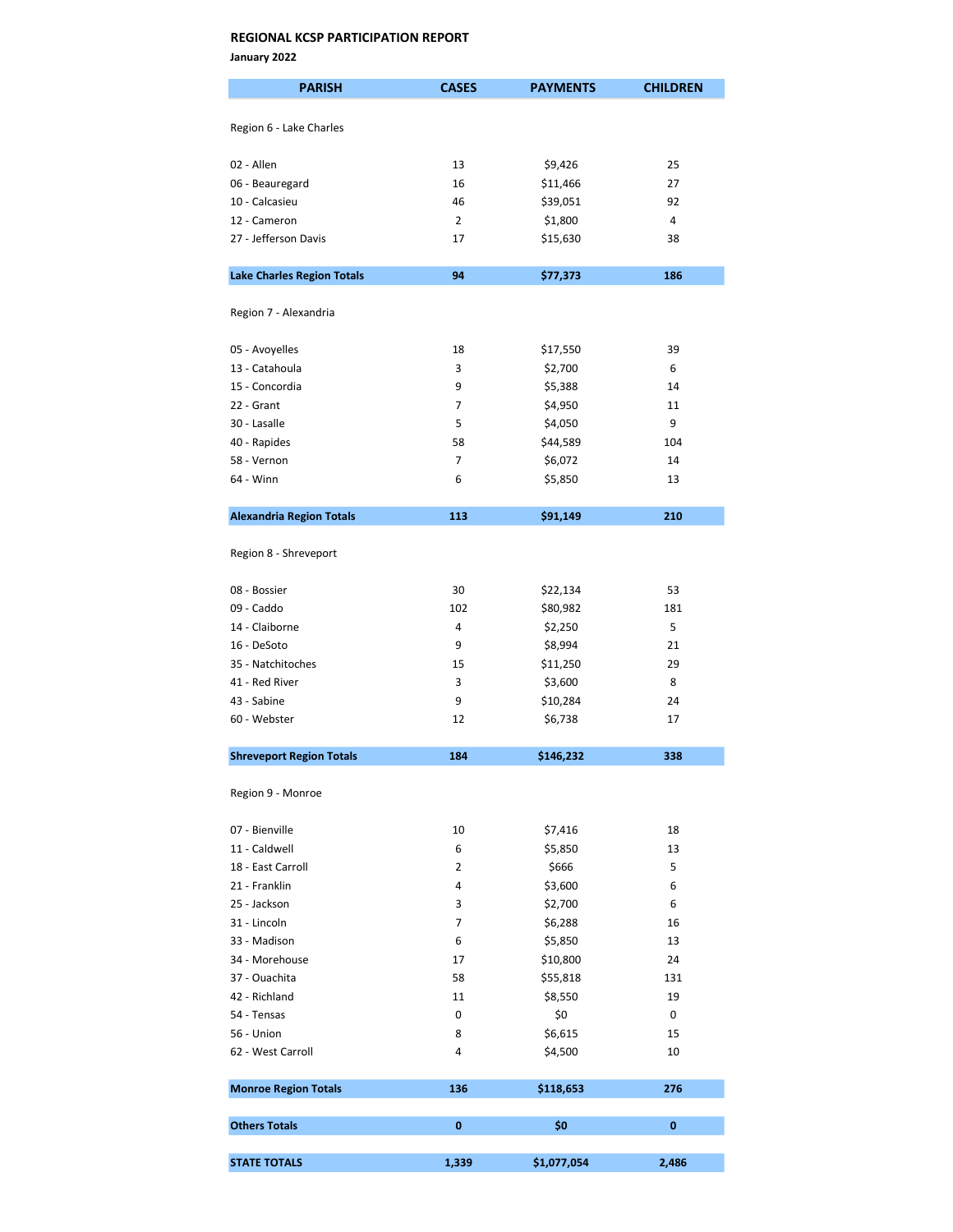**REGIONAL KCSP PARTICIPATION REPORT**

**January 2022**

| PARISH | CASES | PAYMENTS | CHILDREN |
|---|---|---|---|
| Region 6 - Lake Charles | | | |
| 02 - Allen | 13 | $9,426 | 25 |
| 06 - Beauregard | 16 | $11,466 | 27 |
| 10 - Calcasieu | 46 | $39,051 | 92 |
| 12 - Cameron | 2 | $1,800 | 4 |
| 27 - Jefferson Davis | 17 | $15,630 | 38 |
| **Lake Charles Region Totals** | **94** | **$77,373** | **186** |
| Region 7 - Alexandria | | | |
| 05 - Avoyelles | 18 | $17,550 | 39 |
| 13 - Catahoula | 3 | $2,700 | 6 |
| 15 - Concordia | 9 | $5,388 | 14 |
| 22 - Grant | 7 | $4,950 | 11 |
| 30 - Lasalle | 5 | $4,050 | 9 |
| 40 - Rapides | 58 | $44,589 | 104 |
| 58 - Vernon | 7 | $6,072 | 14 |
| 64 - Winn | 6 | $5,850 | 13 |
| **Alexandria Region Totals** | **113** | **$91,149** | **210** |
| Region 8 - Shreveport | | | |
| 08 - Bossier | 30 | $22,134 | 53 |
| 09 - Caddo | 102 | $80,982 | 181 |
| 14 - Claiborne | 4 | $2,250 | 5 |
| 16 - DeSoto | 9 | $8,994 | 21 |
| 35 - Natchitoches | 15 | $11,250 | 29 |
| 41 - Red River | 3 | $3,600 | 8 |
| 43 - Sabine | 9 | $10,284 | 24 |
| 60 - Webster | 12 | $6,738 | 17 |
| **Shreveport Region Totals** | **184** | **$146,232** | **338** |
| Region 9 - Monroe | | | |
| 07 - Bienville | 10 | $7,416 | 18 |
| 11 - Caldwell | 6 | $5,850 | 13 |
| 18 - East Carroll | 2 | $666 | 5 |
| 21 - Franklin | 4 | $3,600 | 6 |
| 25 - Jackson | 3 | $2,700 | 6 |
| 31 - Lincoln | 7 | $6,288 | 16 |
| 33 - Madison | 6 | $5,850 | 13 |
| 34 - Morehouse | 17 | $10,800 | 24 |
| 37 - Ouachita | 58 | $55,818 | 131 |
| 42 - Richland | 11 | $8,550 | 19 |
| 54 - Tensas | 0 | $0 | 0 |
| 56 - Union | 8 | $6,615 | 15 |
| 62 - West Carroll | 4 | $4,500 | 10 |
| **Monroe Region Totals** | **136** | **$118,653** | **276** |
| **Others Totals** | **0** | **$0** | **0** |
| **STATE TOTALS** | **1,339** | **$1,077,054** | **2,486** |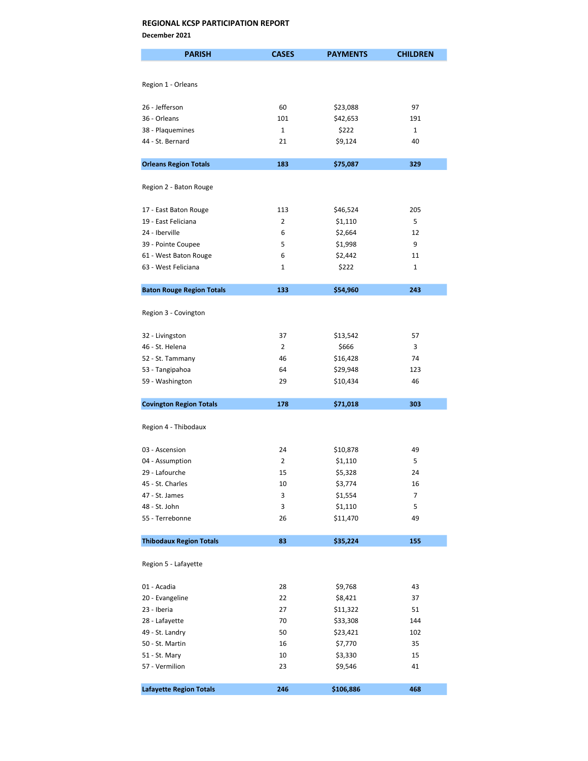**REGIONAL KCSP PARTICIPATION REPORT**

**December 2021**

| PARISH | CASES | PAYMENTS | CHILDREN |
|---|---|---|---|
| Region 1 - Orleans | | | |
| 26 - Jefferson | 60 | $23,088 | 97 |
| 36 - Orleans | 101 | $42,653 | 191 |
| 38 - Plaquemines | 1 | $222 | 1 |
| 44 - St. Bernard | 21 | $9,124 | 40 |
| **Orleans Region Totals** | **183** | **$75,087** | **329** |
| Region 2 - Baton Rouge | | | |
| 17 - East Baton Rouge | 113 | $46,524 | 205 |
| 19 - East Feliciana | 2 | $1,110 | 5 |
| 24 - Iberville | 6 | $2,664 | 12 |
| 39 - Pointe Coupee | 5 | $1,998 | 9 |
| 61 - West Baton Rouge | 6 | $2,442 | 11 |
| 63 - West Feliciana | 1 | $222 | 1 |
| **Baton Rouge Region Totals** | **133** | **$54,960** | **243** |
| Region 3 - Covington | | | |
| 32 - Livingston | 37 | $13,542 | 57 |
| 46 - St. Helena | 2 | $666 | 3 |
| 52 - St. Tammany | 46 | $16,428 | 74 |
| 53 - Tangipahoa | 64 | $29,948 | 123 |
| 59 - Washington | 29 | $10,434 | 46 |
| **Covington Region Totals** | **178** | **$71,018** | **303** |
| Region 4 - Thibodaux | | | |
| 03 - Ascension | 24 | $10,878 | 49 |
| 04 - Assumption | 2 | $1,110 | 5 |
| 29 - Lafourche | 15 | $5,328 | 24 |
| 45 - St. Charles | 10 | $3,774 | 16 |
| 47 - St. James | 3 | $1,554 | 7 |
| 48 - St. John | 3 | $1,110 | 5 |
| 55 - Terrebonne | 26 | $11,470 | 49 |
| **Thibodaux Region Totals** | **83** | **$35,224** | **155** |
| Region 5 - Lafayette | | | |
| 01 - Acadia | 28 | $9,768 | 43 |
| 20 - Evangeline | 22 | $8,421 | 37 |
| 23 - Iberia | 27 | $11,322 | 51 |
| 28 - Lafayette | 70 | $33,308 | 144 |
| 49 - St. Landry | 50 | $23,421 | 102 |
| 50 - St. Martin | 16 | $7,770 | 35 |
| 51 - St. Mary | 10 | $3,330 | 15 |
| 57 - Vermilion | 23 | $9,546 | 41 |
| **Lafayette Region Totals** | **246** | **$106,886** | **468** |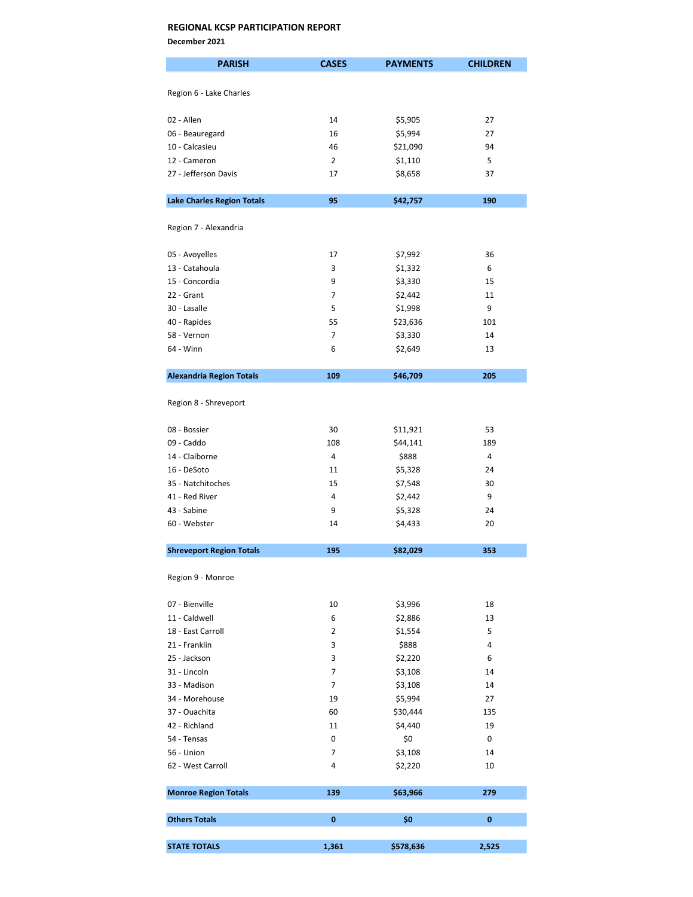## REGIONAL KCSP PARTICIPATION REPORT

**December 2021**

| PARISH | CASES | PAYMENTS | CHILDREN |
|---|---|---|---|
| Region 6 - Lake Charles | | | |
| 02 - Allen | 14 | $5,905 | 27 |
| 06 - Beauregard | 16 | $5,994 | 27 |
| 10 - Calcasieu | 46 | $21,090 | 94 |
| 12 - Cameron | 2 | $1,110 | 5 |
| 27 - Jefferson Davis | 17 | $8,658 | 37 |
| **Lake Charles Region Totals** | **95** | **$42,757** | **190** |
| Region 7 - Alexandria | | | |
| 05 - Avoyelles | 17 | $7,992 | 36 |
| 13 - Catahoula | 3 | $1,332 | 6 |
| 15 - Concordia | 9 | $3,330 | 15 |
| 22 - Grant | 7 | $2,442 | 11 |
| 30 - Lasalle | 5 | $1,998 | 9 |
| 40 - Rapides | 55 | $23,636 | 101 |
| 58 - Vernon | 7 | $3,330 | 14 |
| 64 - Winn | 6 | $2,649 | 13 |
| **Alexandria Region Totals** | **109** | **$46,709** | **205** |
| Region 8 - Shreveport | | | |
| 08 - Bossier | 30 | $11,921 | 53 |
| 09 - Caddo | 108 | $44,141 | 189 |
| 14 - Claiborne | 4 | $888 | 4 |
| 16 - DeSoto | 11 | $5,328 | 24 |
| 35 - Natchitoches | 15 | $7,548 | 30 |
| 41 - Red River | 4 | $2,442 | 9 |
| 43 - Sabine | 9 | $5,328 | 24 |
| 60 - Webster | 14 | $4,433 | 20 |
| **Shreveport Region Totals** | **195** | **$82,029** | **353** |
| Region 9 - Monroe | | | |
| 07 - Bienville | 10 | $3,996 | 18 |
| 11 - Caldwell | 6 | $2,886 | 13 |
| 18 - East Carroll | 2 | $1,554 | 5 |
| 21 - Franklin | 3 | $888 | 4 |
| 25 - Jackson | 3 | $2,220 | 6 |
| 31 - Lincoln | 7 | $3,108 | 14 |
| 33 - Madison | 7 | $3,108 | 14 |
| 34 - Morehouse | 19 | $5,994 | 27 |
| 37 - Ouachita | 60 | $30,444 | 135 |
| 42 - Richland | 11 | $4,440 | 19 |
| 54 - Tensas | 0 | $0 | 0 |
| 56 - Union | 7 | $3,108 | 14 |
| 62 - West Carroll | 4 | $2,220 | 10 |
| **Monroe Region Totals** | **139** | **$63,966** | **279** |
| **Others Totals** | **0** | **$0** | **0** |
| **STATE TOTALS** | **1,361** | **$578,636** | **2,525** |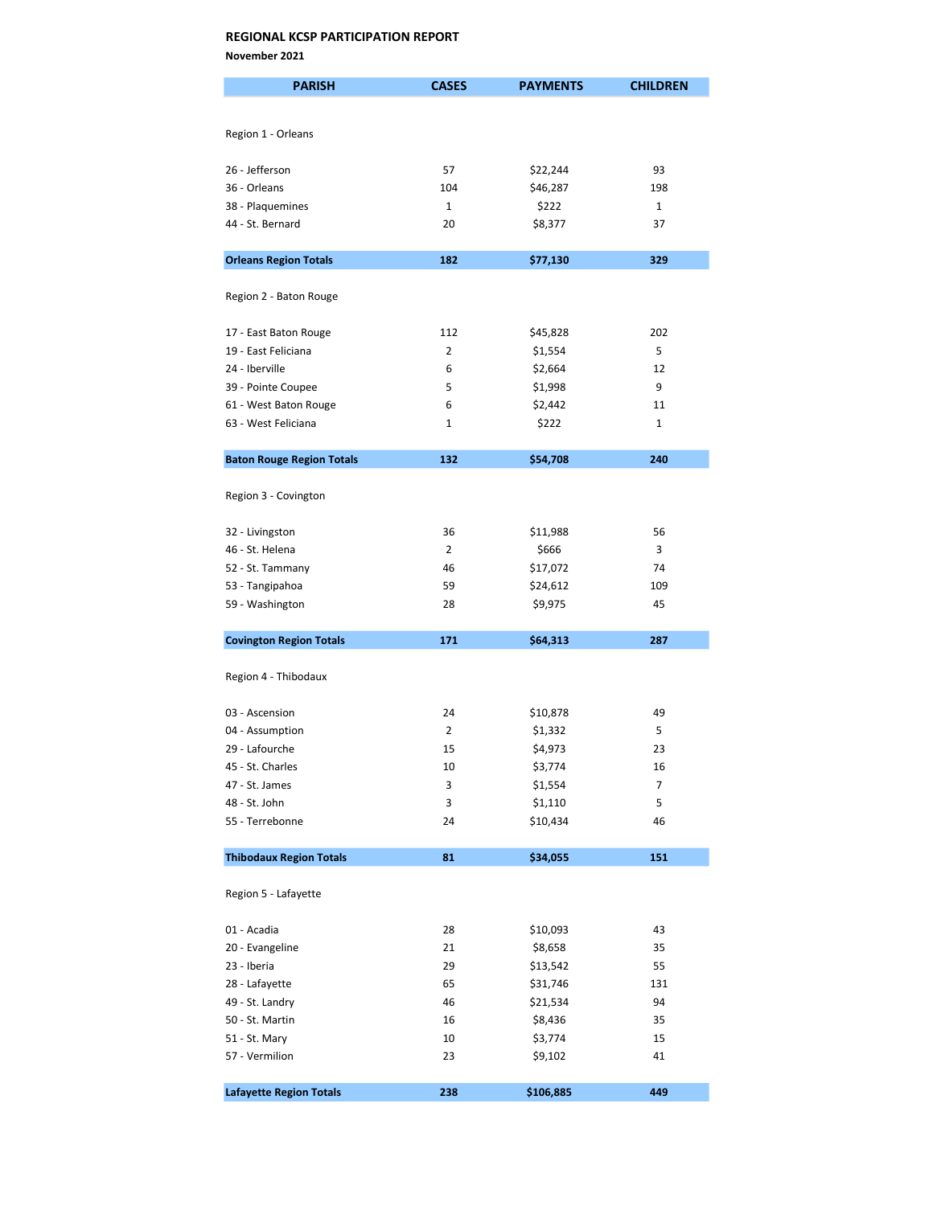**REGIONAL KCSP PARTICIPATION REPORT**

**November 2021**

| PARISH | CASES | PAYMENTS | CHILDREN |
|---|---|---|---|
| Region 1 - Orleans | | | |
| 26 - Jefferson | 57 | $22,244 | 93 |
| 36 - Orleans | 104 | $46,287 | 198 |
| 38 - Plaquemines | 1 | $222 | 1 |
| 44 - St. Bernard | 20 | $8,377 | 37 |
| **Orleans Region Totals** | **182** | **$77,130** | **329** |
| Region 2 - Baton Rouge | | | |
| 17 - East Baton Rouge | 112 | $45,828 | 202 |
| 19 - East Feliciana | 2 | $1,554 | 5 |
| 24 - Iberville | 6 | $2,664 | 12 |
| 39 - Pointe Coupee | 5 | $1,998 | 9 |
| 61 - West Baton Rouge | 6 | $2,442 | 11 |
| 63 - West Feliciana | 1 | $222 | 1 |
| **Baton Rouge Region Totals** | **132** | **$54,708** | **240** |
| Region 3 - Covington | | | |
| 32 - Livingston | 36 | $11,988 | 56 |
| 46 - St. Helena | 2 | $666 | 3 |
| 52 - St. Tammany | 46 | $17,072 | 74 |
| 53 - Tangipahoa | 59 | $24,612 | 109 |
| 59 - Washington | 28 | $9,975 | 45 |
| **Covington Region Totals** | **171** | **$64,313** | **287** |
| Region 4 - Thibodaux | | | |
| 03 - Ascension | 24 | $10,878 | 49 |
| 04 - Assumption | 2 | $1,332 | 5 |
| 29 - Lafourche | 15 | $4,973 | 23 |
| 45 - St. Charles | 10 | $3,774 | 16 |
| 47 - St. James | 3 | $1,554 | 7 |
| 48 - St. John | 3 | $1,110 | 5 |
| 55 - Terrebonne | 24 | $10,434 | 46 |
| **Thibodaux Region Totals** | **81** | **$34,055** | **151** |
| Region 5 - Lafayette | | | |
| 01 - Acadia | 28 | $10,093 | 43 |
| 20 - Evangeline | 21 | $8,658 | 35 |
| 23 - Iberia | 29 | $13,542 | 55 |
| 28 - Lafayette | 65 | $31,746 | 131 |
| 49 - St. Landry | 46 | $21,534 | 94 |
| 50 - St. Martin | 16 | $8,436 | 35 |
| 51 - St. Mary | 10 | $3,774 | 15 |
| 57 - Vermilion | 23 | $9,102 | 41 |
| **Lafayette Region Totals** | **238** | **$106,885** | **449** |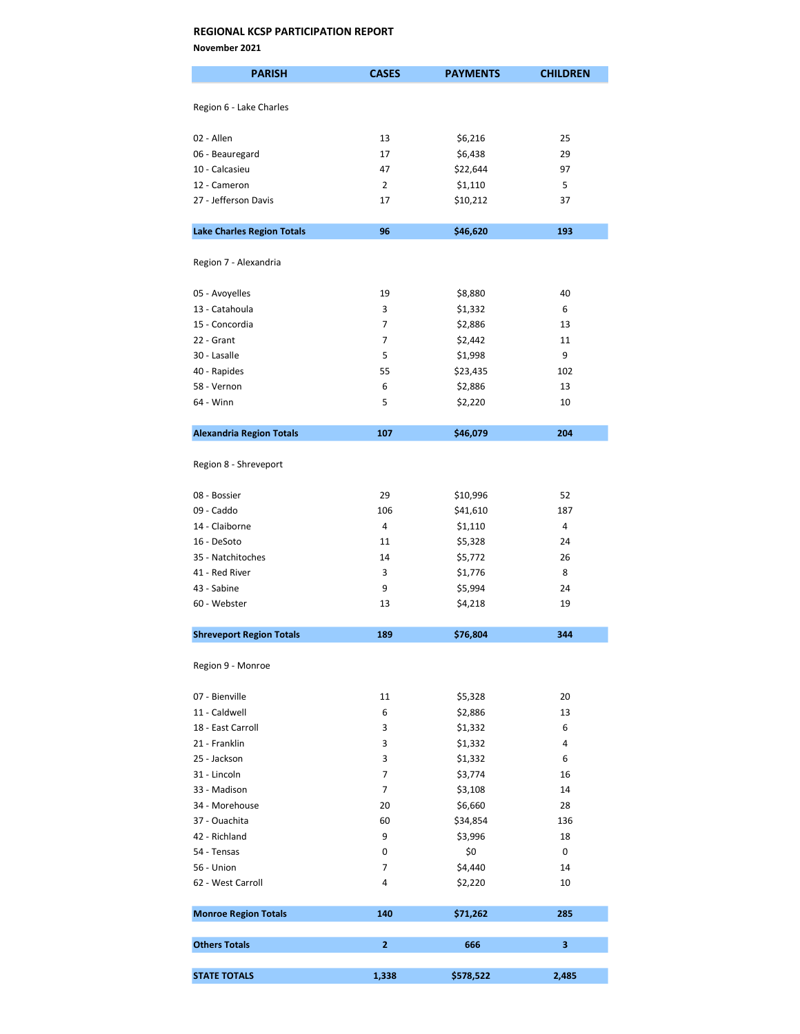## REGIONAL KCSP PARTICIPATION REPORT

**November 2021**

| PARISH | CASES | PAYMENTS | CHILDREN |
|---|---|---|---|
| Region 6 - Lake Charles | | | |
| 02 - Allen | 13 | $6,216 | 25 |
| 06 - Beauregard | 17 | $6,438 | 29 |
| 10 - Calcasieu | 47 | $22,644 | 97 |
| 12 - Cameron | 2 | $1,110 | 5 |
| 27 - Jefferson Davis | 17 | $10,212 | 37 |
| **Lake Charles Region Totals** | **96** | **$46,620** | **193** |
| Region 7 - Alexandria | | | |
| 05 - Avoyelles | 19 | $8,880 | 40 |
| 13 - Catahoula | 3 | $1,332 | 6 |
| 15 - Concordia | 7 | $2,886 | 13 |
| 22 - Grant | 7 | $2,442 | 11 |
| 30 - Lasalle | 5 | $1,998 | 9 |
| 40 - Rapides | 55 | $23,435 | 102 |
| 58 - Vernon | 6 | $2,886 | 13 |
| 64 - Winn | 5 | $2,220 | 10 |
| **Alexandria Region Totals** | **107** | **$46,079** | **204** |
| Region 8 - Shreveport | | | |
| 08 - Bossier | 29 | $10,996 | 52 |
| 09 - Caddo | 106 | $41,610 | 187 |
| 14 - Claiborne | 4 | $1,110 | 4 |
| 16 - DeSoto | 11 | $5,328 | 24 |
| 35 - Natchitoches | 14 | $5,772 | 26 |
| 41 - Red River | 3 | $1,776 | 8 |
| 43 - Sabine | 9 | $5,994 | 24 |
| 60 - Webster | 13 | $4,218 | 19 |
| **Shreveport Region Totals** | **189** | **$76,804** | **344** |
| Region 9 - Monroe | | | |
| 07 - Bienville | 11 | $5,328 | 20 |
| 11 - Caldwell | 6 | $2,886 | 13 |
| 18 - East Carroll | 3 | $1,332 | 6 |
| 21 - Franklin | 3 | $1,332 | 4 |
| 25 - Jackson | 3 | $1,332 | 6 |
| 31 - Lincoln | 7 | $3,774 | 16 |
| 33 - Madison | 7 | $3,108 | 14 |
| 34 - Morehouse | 20 | $6,660 | 28 |
| 37 - Ouachita | 60 | $34,854 | 136 |
| 42 - Richland | 9 | $3,996 | 18 |
| 54 - Tensas | 0 | $0 | 0 |
| 56 - Union | 7 | $4,440 | 14 |
| 62 - West Carroll | 4 | $2,220 | 10 |
| **Monroe Region Totals** | **140** | **$71,262** | **285** |
| **Others Totals** | **2** | **666** | **3** |
| **STATE TOTALS** | **1,338** | **$578,522** | **2,485** |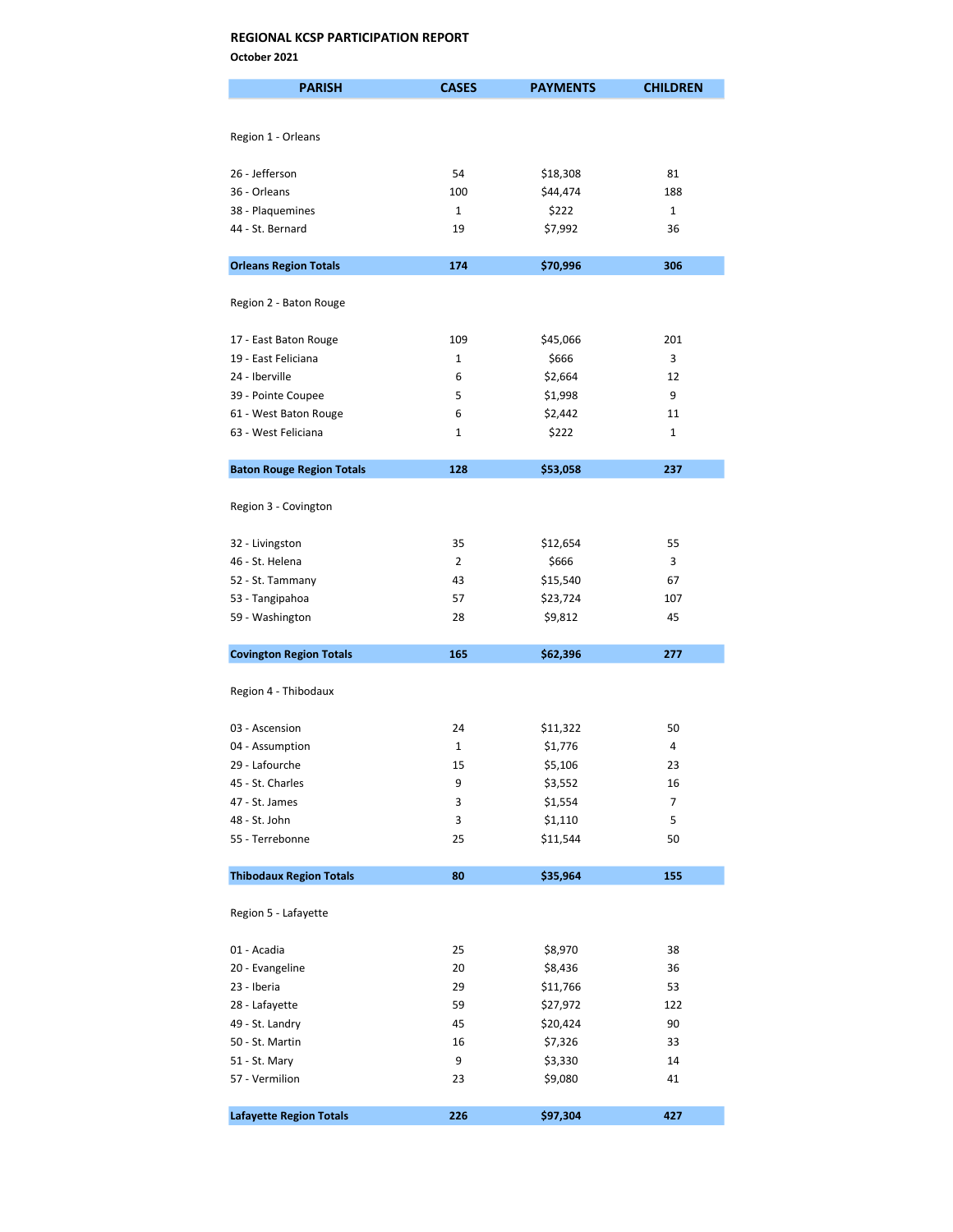**REGIONAL KCSP PARTICIPATION REPORT**

**October 2021**

| PARISH | CASES | PAYMENTS | CHILDREN |
|---|---|---|---|
| Region 1 - Orleans | | | |
| 26 - Jefferson | 54 | $18,308 | 81 |
| 36 - Orleans | 100 | $44,474 | 188 |
| 38 - Plaquemines | 1 | $222 | 1 |
| 44 - St. Bernard | 19 | $7,992 | 36 |
| **Orleans Region Totals** | **174** | **$70,996** | **306** |
| Region 2 - Baton Rouge | | | |
| 17 - East Baton Rouge | 109 | $45,066 | 201 |
| 19 - East Feliciana | 1 | $666 | 3 |
| 24 - Iberville | 6 | $2,664 | 12 |
| 39 - Pointe Coupee | 5 | $1,998 | 9 |
| 61 - West Baton Rouge | 6 | $2,442 | 11 |
| 63 - West Feliciana | 1 | $222 | 1 |
| **Baton Rouge Region Totals** | **128** | **$53,058** | **237** |
| Region 3 - Covington | | | |
| 32 - Livingston | 35 | $12,654 | 55 |
| 46 - St. Helena | 2 | $666 | 3 |
| 52 - St. Tammany | 43 | $15,540 | 67 |
| 53 - Tangipahoa | 57 | $23,724 | 107 |
| 59 - Washington | 28 | $9,812 | 45 |
| **Covington Region Totals** | **165** | **$62,396** | **277** |
| Region 4 - Thibodaux | | | |
| 03 - Ascension | 24 | $11,322 | 50 |
| 04 - Assumption | 1 | $1,776 | 4 |
| 29 - Lafourche | 15 | $5,106 | 23 |
| 45 - St. Charles | 9 | $3,552 | 16 |
| 47 - St. James | 3 | $1,554 | 7 |
| 48 - St. John | 3 | $1,110 | 5 |
| 55 - Terrebonne | 25 | $11,544 | 50 |
| **Thibodaux Region Totals** | **80** | **$35,964** | **155** |
| Region 5 - Lafayette | | | |
| 01 - Acadia | 25 | $8,970 | 38 |
| 20 - Evangeline | 20 | $8,436 | 36 |
| 23 - Iberia | 29 | $11,766 | 53 |
| 28 - Lafayette | 59 | $27,972 | 122 |
| 49 - St. Landry | 45 | $20,424 | 90 |
| 50 - St. Martin | 16 | $7,326 | 33 |
| 51 - St. Mary | 9 | $3,330 | 14 |
| 57 - Vermilion | 23 | $9,080 | 41 |
| **Lafayette Region Totals** | **226** | **$97,304** | **427** |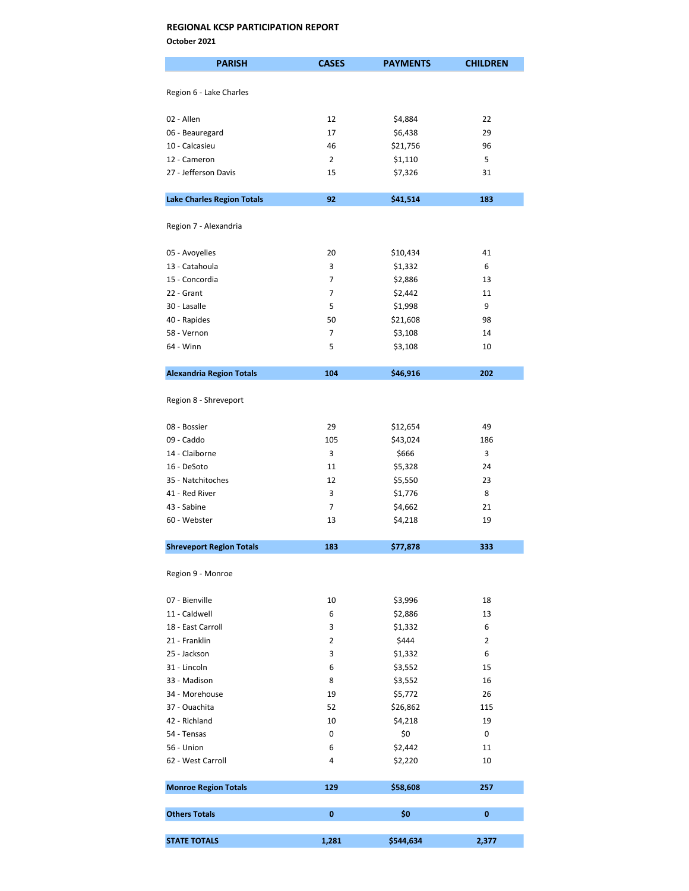## REGIONAL KCSP PARTICIPATION REPORT

**October 2021**

| PARISH | CASES | PAYMENTS | CHILDREN |
|---|---|---|---|
| Region 6 - Lake Charles | | | |
| 02 - Allen | 12 | $4,884 | 22 |
| 06 - Beauregard | 17 | $6,438 | 29 |
| 10 - Calcasieu | 46 | $21,756 | 96 |
| 12 - Cameron | 2 | $1,110 | 5 |
| 27 - Jefferson Davis | 15 | $7,326 | 31 |
| **Lake Charles Region Totals** | **92** | **$41,514** | **183** |
| Region 7 - Alexandria | | | |
| 05 - Avoyelles | 20 | $10,434 | 41 |
| 13 - Catahoula | 3 | $1,332 | 6 |
| 15 - Concordia | 7 | $2,886 | 13 |
| 22 - Grant | 7 | $2,442 | 11 |
| 30 - Lasalle | 5 | $1,998 | 9 |
| 40 - Rapides | 50 | $21,608 | 98 |
| 58 - Vernon | 7 | $3,108 | 14 |
| 64 - Winn | 5 | $3,108 | 10 |
| **Alexandria Region Totals** | **104** | **$46,916** | **202** |
| Region 8 - Shreveport | | | |
| 08 - Bossier | 29 | $12,654 | 49 |
| 09 - Caddo | 105 | $43,024 | 186 |
| 14 - Claiborne | 3 | $666 | 3 |
| 16 - DeSoto | 11 | $5,328 | 24 |
| 35 - Natchitoches | 12 | $5,550 | 23 |
| 41 - Red River | 3 | $1,776 | 8 |
| 43 - Sabine | 7 | $4,662 | 21 |
| 60 - Webster | 13 | $4,218 | 19 |
| **Shreveport Region Totals** | **183** | **$77,878** | **333** |
| Region 9 - Monroe | | | |
| 07 - Bienville | 10 | $3,996 | 18 |
| 11 - Caldwell | 6 | $2,886 | 13 |
| 18 - East Carroll | 3 | $1,332 | 6 |
| 21 - Franklin | 2 | $444 | 2 |
| 25 - Jackson | 3 | $1,332 | 6 |
| 31 - Lincoln | 6 | $3,552 | 15 |
| 33 - Madison | 8 | $3,552 | 16 |
| 34 - Morehouse | 19 | $5,772 | 26 |
| 37 - Ouachita | 52 | $26,862 | 115 |
| 42 - Richland | 10 | $4,218 | 19 |
| 54 - Tensas | 0 | $0 | 0 |
| 56 - Union | 6 | $2,442 | 11 |
| 62 - West Carroll | 4 | $2,220 | 10 |
| **Monroe Region Totals** | **129** | **$58,608** | **257** |
| **Others Totals** | **0** | **$0** | **0** |
| **STATE TOTALS** | **1,281** | **$544,634** | **2,377** |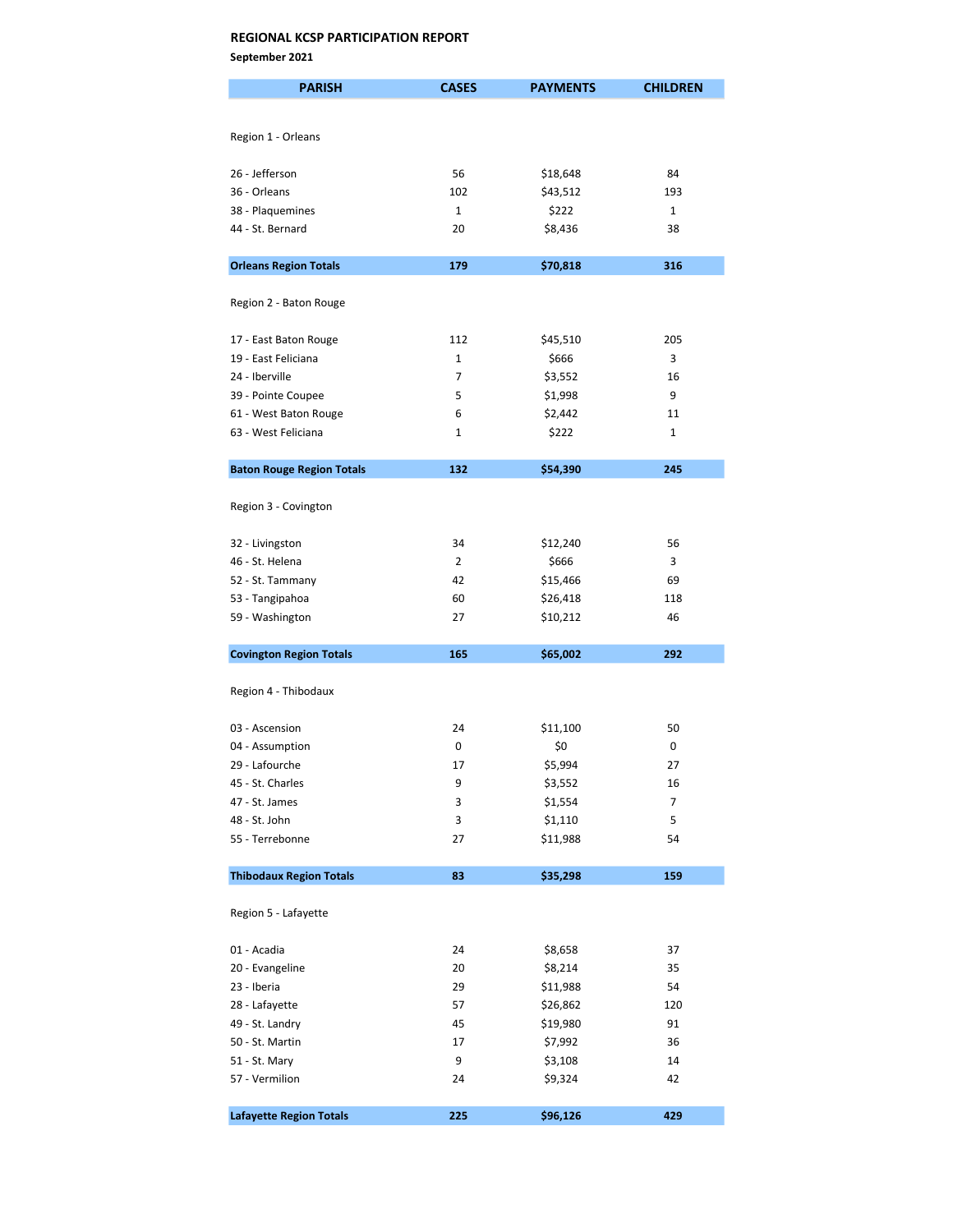## REGIONAL KCSP PARTICIPATION REPORT

**September 2021**

| PARISH | CASES | PAYMENTS | CHILDREN |
|---|---|---|---|
| Region 1 - Orleans | | | |
| 26 - Jefferson | 56 | $18,648 | 84 |
| 36 - Orleans | 102 | $43,512 | 193 |
| 38 - Plaquemines | 1 | $222 | 1 |
| 44 - St. Bernard | 20 | $8,436 | 38 |
| **Orleans Region Totals** | **179** | **$70,818** | **316** |
| Region 2 - Baton Rouge | | | |
| 17 - East Baton Rouge | 112 | $45,510 | 205 |
| 19 - East Feliciana | 1 | $666 | 3 |
| 24 - Iberville | 7 | $3,552 | 16 |
| 39 - Pointe Coupee | 5 | $1,998 | 9 |
| 61 - West Baton Rouge | 6 | $2,442 | 11 |
| 63 - West Feliciana | 1 | $222 | 1 |
| **Baton Rouge Region Totals** | **132** | **$54,390** | **245** |
| Region 3 - Covington | | | |
| 32 - Livingston | 34 | $12,240 | 56 |
| 46 - St. Helena | 2 | $666 | 3 |
| 52 - St. Tammany | 42 | $15,466 | 69 |
| 53 - Tangipahoa | 60 | $26,418 | 118 |
| 59 - Washington | 27 | $10,212 | 46 |
| **Covington Region Totals** | **165** | **$65,002** | **292** |
| Region 4 - Thibodaux | | | |
| 03 - Ascension | 24 | $11,100 | 50 |
| 04 - Assumption | 0 | $0 | 0 |
| 29 - Lafourche | 17 | $5,994 | 27 |
| 45 - St. Charles | 9 | $3,552 | 16 |
| 47 - St. James | 3 | $1,554 | 7 |
| 48 - St. John | 3 | $1,110 | 5 |
| 55 - Terrebonne | 27 | $11,988 | 54 |
| **Thibodaux Region Totals** | **83** | **$35,298** | **159** |
| Region 5 - Lafayette | | | |
| 01 - Acadia | 24 | $8,658 | 37 |
| 20 - Evangeline | 20 | $8,214 | 35 |
| 23 - Iberia | 29 | $11,988 | 54 |
| 28 - Lafayette | 57 | $26,862 | 120 |
| 49 - St. Landry | 45 | $19,980 | 91 |
| 50 - St. Martin | 17 | $7,992 | 36 |
| 51 - St. Mary | 9 | $3,108 | 14 |
| 57 - Vermilion | 24 | $9,324 | 42 |
| **Lafayette Region Totals** | **225** | **$96,126** | **429** |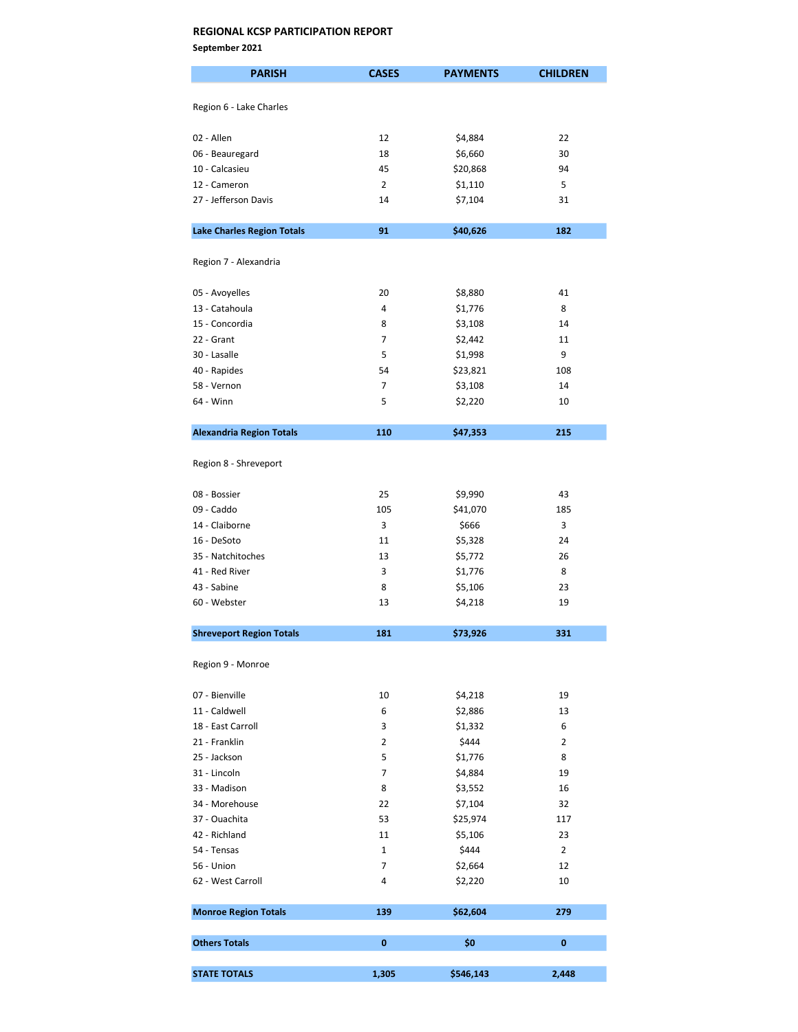**REGIONAL KCSP PARTICIPATION REPORT**

**September 2021**

| PARISH | CASES | PAYMENTS | CHILDREN |
|---|---|---|---|
| Region 6 - Lake Charles | | | |
| 02 - Allen | 12 | $4,884 | 22 |
| 06 - Beauregard | 18 | $6,660 | 30 |
| 10 - Calcasieu | 45 | $20,868 | 94 |
| 12 - Cameron | 2 | $1,110 | 5 |
| 27 - Jefferson Davis | 14 | $7,104 | 31 |
| **Lake Charles Region Totals** | **91** | **$40,626** | **182** |
| Region 7 - Alexandria | | | |
| 05 - Avoyelles | 20 | $8,880 | 41 |
| 13 - Catahoula | 4 | $1,776 | 8 |
| 15 - Concordia | 8 | $3,108 | 14 |
| 22 - Grant | 7 | $2,442 | 11 |
| 30 - Lasalle | 5 | $1,998 | 9 |
| 40 - Rapides | 54 | $23,821 | 108 |
| 58 - Vernon | 7 | $3,108 | 14 |
| 64 - Winn | 5 | $2,220 | 10 |
| **Alexandria Region Totals** | **110** | **$47,353** | **215** |
| Region 8 - Shreveport | | | |
| 08 - Bossier | 25 | $9,990 | 43 |
| 09 - Caddo | 105 | $41,070 | 185 |
| 14 - Claiborne | 3 | $666 | 3 |
| 16 - DeSoto | 11 | $5,328 | 24 |
| 35 - Natchitoches | 13 | $5,772 | 26 |
| 41 - Red River | 3 | $1,776 | 8 |
| 43 - Sabine | 8 | $5,106 | 23 |
| 60 - Webster | 13 | $4,218 | 19 |
| **Shreveport Region Totals** | **181** | **$73,926** | **331** |
| Region 9 - Monroe | | | |
| 07 - Bienville | 10 | $4,218 | 19 |
| 11 - Caldwell | 6 | $2,886 | 13 |
| 18 - East Carroll | 3 | $1,332 | 6 |
| 21 - Franklin | 2 | $444 | 2 |
| 25 - Jackson | 5 | $1,776 | 8 |
| 31 - Lincoln | 7 | $4,884 | 19 |
| 33 - Madison | 8 | $3,552 | 16 |
| 34 - Morehouse | 22 | $7,104 | 32 |
| 37 - Ouachita | 53 | $25,974 | 117 |
| 42 - Richland | 11 | $5,106 | 23 |
| 54 - Tensas | 1 | $444 | 2 |
| 56 - Union | 7 | $2,664 | 12 |
| 62 - West Carroll | 4 | $2,220 | 10 |
| **Monroe Region Totals** | **139** | **$62,604** | **279** |
| **Others Totals** | **0** | **$0** | **0** |
| **STATE TOTALS** | **1,305** | **$546,143** | **2,448** |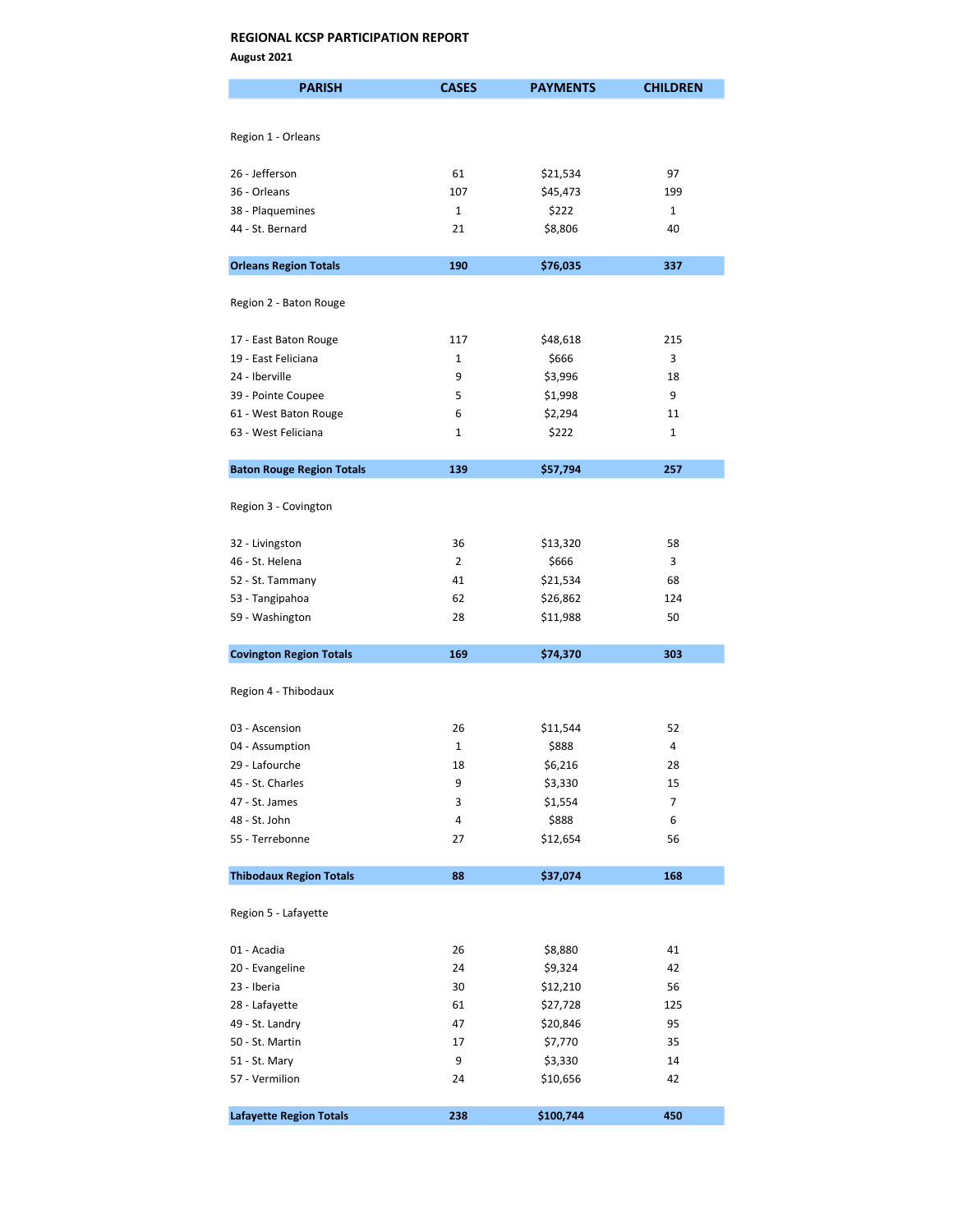**REGIONAL KCSP PARTICIPATION REPORT**

**August 2021**

| PARISH | CASES | PAYMENTS | CHILDREN |
|---|---|---|---|
| Region 1 - Orleans | | | |
| 26 - Jefferson | 61 | $21,534 | 97 |
| 36 - Orleans | 107 | $45,473 | 199 |
| 38 - Plaquemines | 1 | $222 | 1 |
| 44 - St. Bernard | 21 | $8,806 | 40 |
| **Orleans Region Totals** | **190** | **$76,035** | **337** |
| Region 2 - Baton Rouge | | | |
| 17 - East Baton Rouge | 117 | $48,618 | 215 |
| 19 - East Feliciana | 1 | $666 | 3 |
| 24 - Iberville | 9 | $3,996 | 18 |
| 39 - Pointe Coupee | 5 | $1,998 | 9 |
| 61 - West Baton Rouge | 6 | $2,294 | 11 |
| 63 - West Feliciana | 1 | $222 | 1 |
| **Baton Rouge Region Totals** | **139** | **$57,794** | **257** |
| Region 3 - Covington | | | |
| 32 - Livingston | 36 | $13,320 | 58 |
| 46 - St. Helena | 2 | $666 | 3 |
| 52 - St. Tammany | 41 | $21,534 | 68 |
| 53 - Tangipahoa | 62 | $26,862 | 124 |
| 59 - Washington | 28 | $11,988 | 50 |
| **Covington Region Totals** | **169** | **$74,370** | **303** |
| Region 4 - Thibodaux | | | |
| 03 - Ascension | 26 | $11,544 | 52 |
| 04 - Assumption | 1 | $888 | 4 |
| 29 - Lafourche | 18 | $6,216 | 28 |
| 45 - St. Charles | 9 | $3,330 | 15 |
| 47 - St. James | 3 | $1,554 | 7 |
| 48 - St. John | 4 | $888 | 6 |
| 55 - Terrebonne | 27 | $12,654 | 56 |
| **Thibodaux Region Totals** | **88** | **$37,074** | **168** |
| Region 5 - Lafayette | | | |
| 01 - Acadia | 26 | $8,880 | 41 |
| 20 - Evangeline | 24 | $9,324 | 42 |
| 23 - Iberia | 30 | $12,210 | 56 |
| 28 - Lafayette | 61 | $27,728 | 125 |
| 49 - St. Landry | 47 | $20,846 | 95 |
| 50 - St. Martin | 17 | $7,770 | 35 |
| 51 - St. Mary | 9 | $3,330 | 14 |
| 57 - Vermilion | 24 | $10,656 | 42 |
| **Lafayette Region Totals** | **238** | **$100,744** | **450** |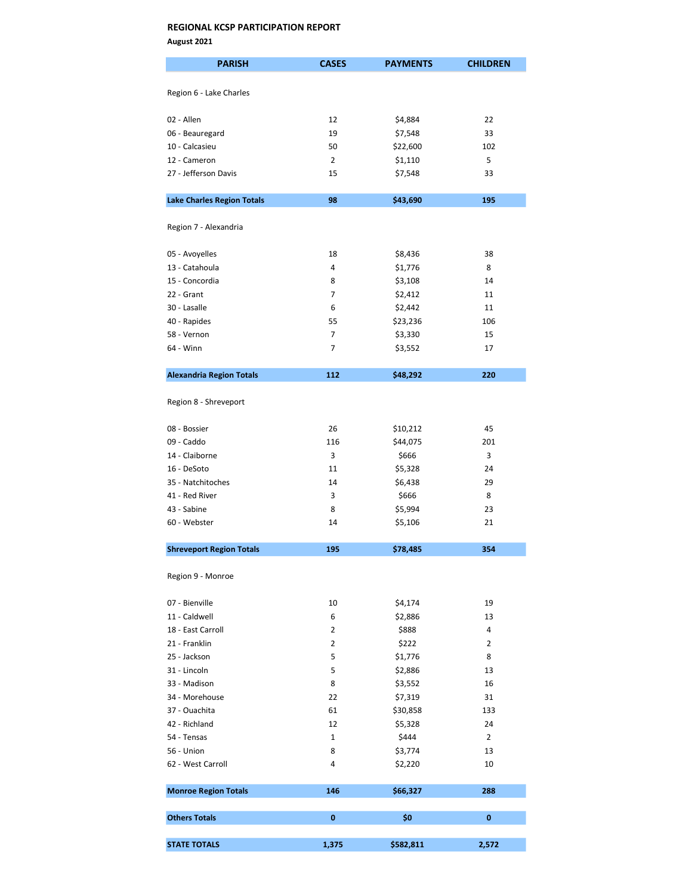# REGIONAL KCSP PARTICIPATION REPORT

**August 2021**

| PARISH | CASES | PAYMENTS | CHILDREN |
|---|---|---|---|
| Region 6 - Lake Charles | | | |
| 02 - Allen | 12 | $4,884 | 22 |
| 06 - Beauregard | 19 | $7,548 | 33 |
| 10 - Calcasieu | 50 | $22,600 | 102 |
| 12 - Cameron | 2 | $1,110 | 5 |
| 27 - Jefferson Davis | 15 | $7,548 | 33 |
| **Lake Charles Region Totals** | **98** | **$43,690** | **195** |
| Region 7 - Alexandria | | | |
| 05 - Avoyelles | 18 | $8,436 | 38 |
| 13 - Catahoula | 4 | $1,776 | 8 |
| 15 - Concordia | 8 | $3,108 | 14 |
| 22 - Grant | 7 | $2,412 | 11 |
| 30 - Lasalle | 6 | $2,442 | 11 |
| 40 - Rapides | 55 | $23,236 | 106 |
| 58 - Vernon | 7 | $3,330 | 15 |
| 64 - Winn | 7 | $3,552 | 17 |
| **Alexandria Region Totals** | **112** | **$48,292** | **220** |
| Region 8 - Shreveport | | | |
| 08 - Bossier | 26 | $10,212 | 45 |
| 09 - Caddo | 116 | $44,075 | 201 |
| 14 - Claiborne | 3 | $666 | 3 |
| 16 - DeSoto | 11 | $5,328 | 24 |
| 35 - Natchitoches | 14 | $6,438 | 29 |
| 41 - Red River | 3 | $666 | 8 |
| 43 - Sabine | 8 | $5,994 | 23 |
| 60 - Webster | 14 | $5,106 | 21 |
| **Shreveport Region Totals** | **195** | **$78,485** | **354** |
| Region 9 - Monroe | | | |
| 07 - Bienville | 10 | $4,174 | 19 |
| 11 - Caldwell | 6 | $2,886 | 13 |
| 18 - East Carroll | 2 | $888 | 4 |
| 21 - Franklin | 2 | $222 | 2 |
| 25 - Jackson | 5 | $1,776 | 8 |
| 31 - Lincoln | 5 | $2,886 | 13 |
| 33 - Madison | 8 | $3,552 | 16 |
| 34 - Morehouse | 22 | $7,319 | 31 |
| 37 - Ouachita | 61 | $30,858 | 133 |
| 42 - Richland | 12 | $5,328 | 24 |
| 54 - Tensas | 1 | $444 | 2 |
| 56 - Union | 8 | $3,774 | 13 |
| 62 - West Carroll | 4 | $2,220 | 10 |
| **Monroe Region Totals** | **146** | **$66,327** | **288** |
| **Others Totals** | **0** | **$0** | **0** |
| **STATE TOTALS** | **1,375** | **$582,811** | **2,572** |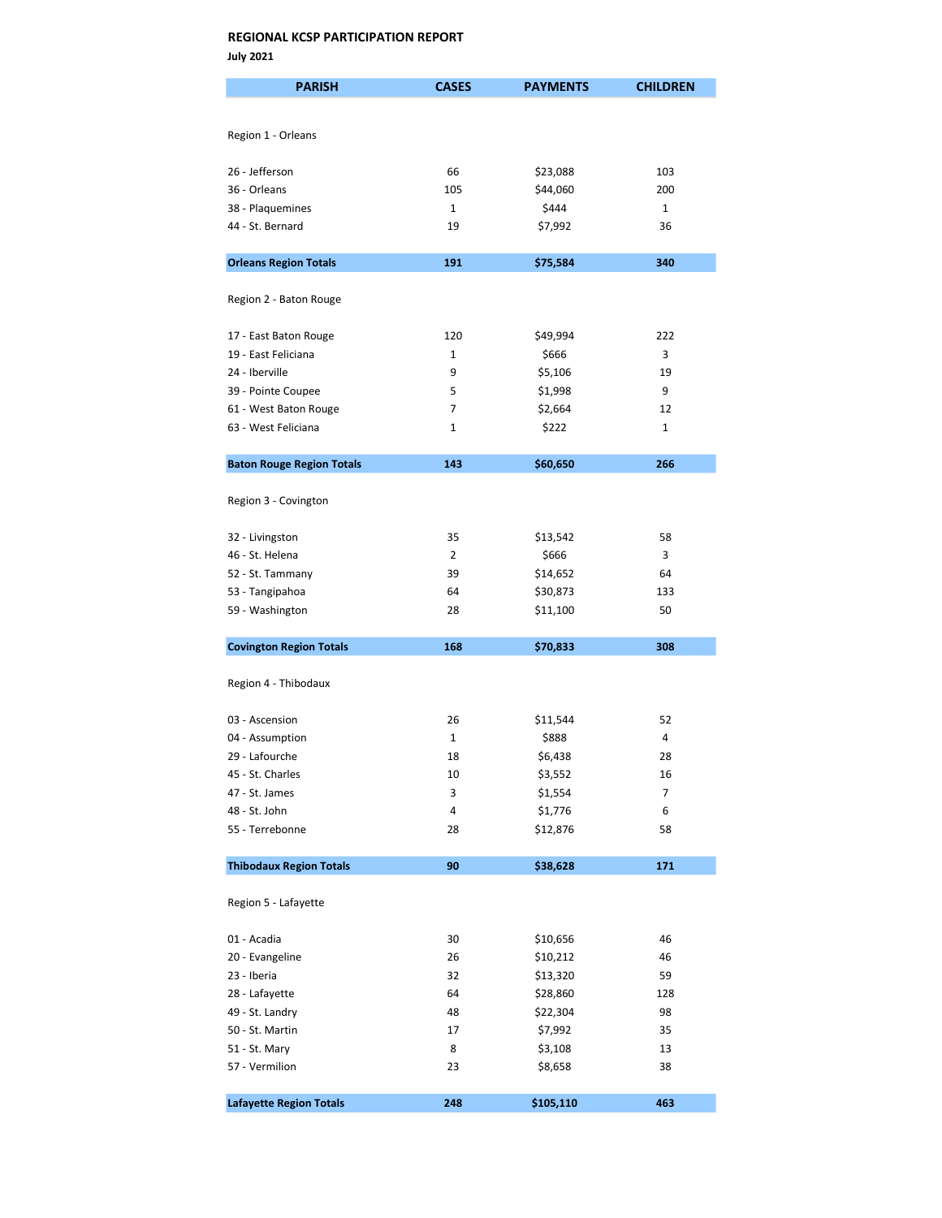**REGIONAL KCSP PARTICIPATION REPORT**

**July 2021**

| PARISH | CASES | PAYMENTS | CHILDREN |
|---|---|---|---|
| Region 1 - Orleans | | | |
| 26 - Jefferson | 66 | $23,088 | 103 |
| 36 - Orleans | 105 | $44,060 | 200 |
| 38 - Plaquemines | 1 | $444 | 1 |
| 44 - St. Bernard | 19 | $7,992 | 36 |
| **Orleans Region Totals** | **191** | **$75,584** | **340** |
| Region 2 - Baton Rouge | | | |
| 17 - East Baton Rouge | 120 | $49,994 | 222 |
| 19 - East Feliciana | 1 | $666 | 3 |
| 24 - Iberville | 9 | $5,106 | 19 |
| 39 - Pointe Coupee | 5 | $1,998 | 9 |
| 61 - West Baton Rouge | 7 | $2,664 | 12 |
| 63 - West Feliciana | 1 | $222 | 1 |
| **Baton Rouge Region Totals** | **143** | **$60,650** | **266** |
| Region 3 - Covington | | | |
| 32 - Livingston | 35 | $13,542 | 58 |
| 46 - St. Helena | 2 | $666 | 3 |
| 52 - St. Tammany | 39 | $14,652 | 64 |
| 53 - Tangipahoa | 64 | $30,873 | 133 |
| 59 - Washington | 28 | $11,100 | 50 |
| **Covington Region Totals** | **168** | **$70,833** | **308** |
| Region 4 - Thibodaux | | | |
| 03 - Ascension | 26 | $11,544 | 52 |
| 04 - Assumption | 1 | $888 | 4 |
| 29 - Lafourche | 18 | $6,438 | 28 |
| 45 - St. Charles | 10 | $3,552 | 16 |
| 47 - St. James | 3 | $1,554 | 7 |
| 48 - St. John | 4 | $1,776 | 6 |
| 55 - Terrebonne | 28 | $12,876 | 58 |
| **Thibodaux Region Totals** | **90** | **$38,628** | **171** |
| Region 5 - Lafayette | | | |
| 01 - Acadia | 30 | $10,656 | 46 |
| 20 - Evangeline | 26 | $10,212 | 46 |
| 23 - Iberia | 32 | $13,320 | 59 |
| 28 - Lafayette | 64 | $28,860 | 128 |
| 49 - St. Landry | 48 | $22,304 | 98 |
| 50 - St. Martin | 17 | $7,992 | 35 |
| 51 - St. Mary | 8 | $3,108 | 13 |
| 57 - Vermilion | 23 | $8,658 | 38 |
| **Lafayette Region Totals** | **248** | **$105,110** | **463** |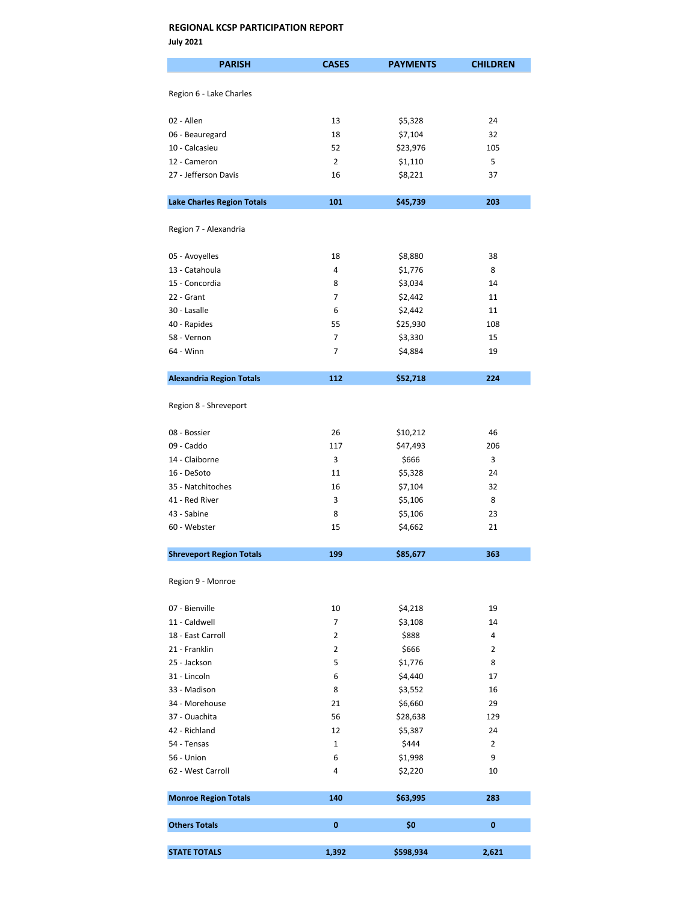**REGIONAL KCSP PARTICIPATION REPORT**

**July 2021**

| PARISH | CASES | PAYMENTS | CHILDREN |
|---|---|---|---|
| Region 6 - Lake Charles | | | |
| 02 - Allen | 13 | $5,328 | 24 |
| 06 - Beauregard | 18 | $7,104 | 32 |
| 10 - Calcasieu | 52 | $23,976 | 105 |
| 12 - Cameron | 2 | $1,110 | 5 |
| 27 - Jefferson Davis | 16 | $8,221 | 37 |
| **Lake Charles Region Totals** | **101** | **$45,739** | **203** |
| Region 7 - Alexandria | | | |
| 05 - Avoyelles | 18 | $8,880 | 38 |
| 13 - Catahoula | 4 | $1,776 | 8 |
| 15 - Concordia | 8 | $3,034 | 14 |
| 22 - Grant | 7 | $2,442 | 11 |
| 30 - Lasalle | 6 | $2,442 | 11 |
| 40 - Rapides | 55 | $25,930 | 108 |
| 58 - Vernon | 7 | $3,330 | 15 |
| 64 - Winn | 7 | $4,884 | 19 |
| **Alexandria Region Totals** | **112** | **$52,718** | **224** |
| Region 8 - Shreveport | | | |
| 08 - Bossier | 26 | $10,212 | 46 |
| 09 - Caddo | 117 | $47,493 | 206 |
| 14 - Claiborne | 3 | $666 | 3 |
| 16 - DeSoto | 11 | $5,328 | 24 |
| 35 - Natchitoches | 16 | $7,104 | 32 |
| 41 - Red River | 3 | $5,106 | 8 |
| 43 - Sabine | 8 | $5,106 | 23 |
| 60 - Webster | 15 | $4,662 | 21 |
| **Shreveport Region Totals** | **199** | **$85,677** | **363** |
| Region 9 - Monroe | | | |
| 07 - Bienville | 10 | $4,218 | 19 |
| 11 - Caldwell | 7 | $3,108 | 14 |
| 18 - East Carroll | 2 | $888 | 4 |
| 21 - Franklin | 2 | $666 | 2 |
| 25 - Jackson | 5 | $1,776 | 8 |
| 31 - Lincoln | 6 | $4,440 | 17 |
| 33 - Madison | 8 | $3,552 | 16 |
| 34 - Morehouse | 21 | $6,660 | 29 |
| 37 - Ouachita | 56 | $28,638 | 129 |
| 42 - Richland | 12 | $5,387 | 24 |
| 54 - Tensas | 1 | $444 | 2 |
| 56 - Union | 6 | $1,998 | 9 |
| 62 - West Carroll | 4 | $2,220 | 10 |
| **Monroe Region Totals** | **140** | **$63,995** | **283** |
| **Others Totals** | **0** | **$0** | **0** |
| **STATE TOTALS** | **1,392** | **$598,934** | **2,621** |